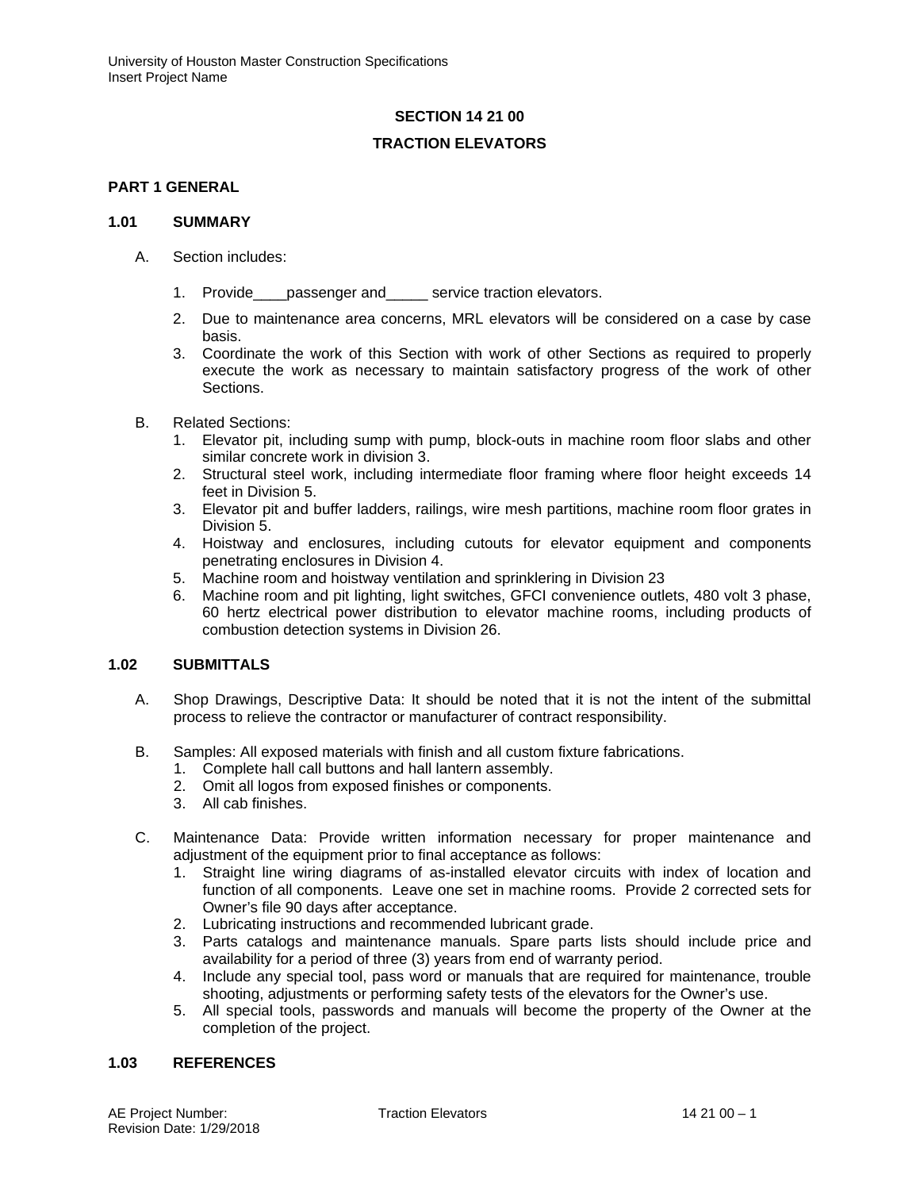# SECTION 14 21 00

# TRACTION ELEVATORS

## PART 1 GENERAL

### 1.01 SUMMARY

A. Section includes:

1. Provide____passenger and_____ service traction elevators.
2. Due to maintenance area concerns, MRL elevators will be considered on a case by case basis.
3. Coordinate the work of this Section with work of other Sections as required to properly execute the work as necessary to maintain satisfactory progress of the work of other Sections.

B. Related Sections:

1. Elevator pit, including sump with pump, block-outs in machine room floor slabs and other similar concrete work in division 3.
2. Structural steel work, including intermediate floor framing where floor height exceeds 14 feet in Division 5.
3. Elevator pit and buffer ladders, railings, wire mesh partitions, machine room floor grates in Division 5.
4. Hoistway and enclosures, including cutouts for elevator equipment and components penetrating enclosures in Division 4.
5. Machine room and hoistway ventilation and sprinklering in Division 23
6. Machine room and pit lighting, light switches, GFCI convenience outlets, 480 volt 3 phase, 60 hertz electrical power distribution to elevator machine rooms, including products of combustion detection systems in Division 26.

### 1.02 SUBMITTALS

A. Shop Drawings, Descriptive Data: It should be noted that it is not the intent of the submittal process to relieve the contractor or manufacturer of contract responsibility.

B. Samples: All exposed materials with finish and all custom fixture fabrications.

1. Complete hall call buttons and hall lantern assembly.
2. Omit all logos from exposed finishes or components.
3. All cab finishes.

C. Maintenance Data: Provide written information necessary for proper maintenance and adjustment of the equipment prior to final acceptance as follows:

1. Straight line wiring diagrams of as-installed elevator circuits with index of location and function of all components. Leave one set in machine rooms. Provide 2 corrected sets for Owner's file 90 days after acceptance.
2. Lubricating instructions and recommended lubricant grade.
3. Parts catalogs and maintenance manuals. Spare parts lists should include price and availability for a period of three (3) years from end of warranty period.
4. Include any special tool, pass word or manuals that are required for maintenance, trouble shooting, adjustments or performing safety tests of the elevators for the Owner's use.
5. All special tools, passwords and manuals will become the property of the Owner at the completion of the project.

### 1.03 REFERENCES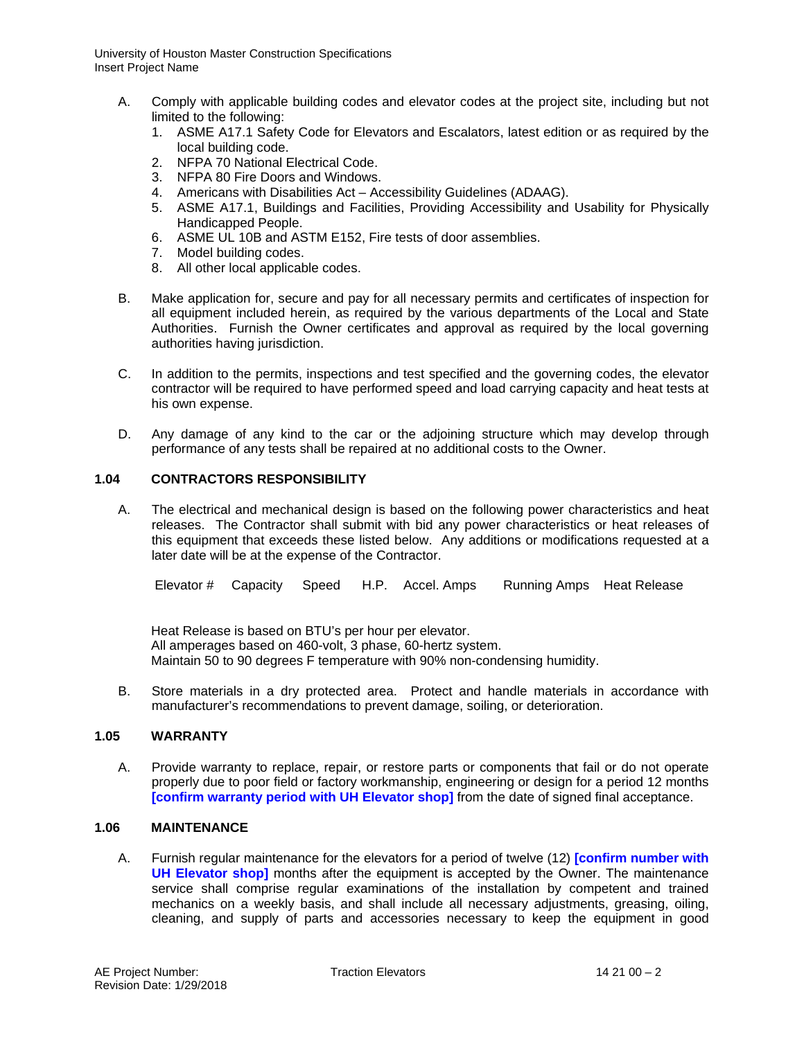A. Comply with applicable building codes and elevator codes at the project site, including but not limited to the following:
   1. ASME A17.1 Safety Code for Elevators and Escalators, latest edition or as required by the local building code.
   2. NFPA 70 National Electrical Code.
   3. NFPA 80 Fire Doors and Windows.
   4. Americans with Disabilities Act – Accessibility Guidelines (ADAAG).
   5. ASME A17.1, Buildings and Facilities, Providing Accessibility and Usability for Physically Handicapped People.
   6. ASME UL 10B and ASTM E152, Fire tests of door assemblies.
   7. Model building codes.
   8. All other local applicable codes.

B. Make application for, secure and pay for all necessary permits and certificates of inspection for all equipment included herein, as required by the various departments of the Local and State Authorities. Furnish the Owner certificates and approval as required by the local governing authorities having jurisdiction.

C. In addition to the permits, inspections and test specified and the governing codes, the elevator contractor will be required to have performed speed and load carrying capacity and heat tests at his own expense.

D. Any damage of any kind to the car or the adjoining structure which may develop through performance of any tests shall be repaired at no additional costs to the Owner.

## 1.04 CONTRACTORS RESPONSIBILITY

A. The electrical and mechanical design is based on the following power characteristics and heat releases. The Contractor shall submit with bid any power characteristics or heat releases of this equipment that exceeds these listed below. Any additions or modifications requested at a later date will be at the expense of the Contractor.

| Elevator # | Capacity | Speed | H.P. | Accel. Amps | Running Amps | Heat Release |
|---|---|---|---|---|---|---|
| | | | | | | |

Heat Release is based on BTU's per hour per elevator.
All amperages based on 460-volt, 3 phase, 60-hertz system.
Maintain 50 to 90 degrees F temperature with 90% non-condensing humidity.

B. Store materials in a dry protected area. Protect and handle materials in accordance with manufacturer's recommendations to prevent damage, soiling, or deterioration.

## 1.05 WARRANTY

A. Provide warranty to replace, repair, or restore parts or components that fail or do not operate properly due to poor field or factory workmanship, engineering or design for a period 12 months **[confirm warranty period with UH Elevator shop]** from the date of signed final acceptance.

## 1.06 MAINTENANCE

A. Furnish regular maintenance for the elevators for a period of twelve (12) **[confirm number with UH Elevator shop]** months after the equipment is accepted by the Owner. The maintenance service shall comprise regular examinations of the installation by competent and trained mechanics on a weekly basis, and shall include all necessary adjustments, greasing, oiling, cleaning, and supply of parts and accessories necessary to keep the equipment in good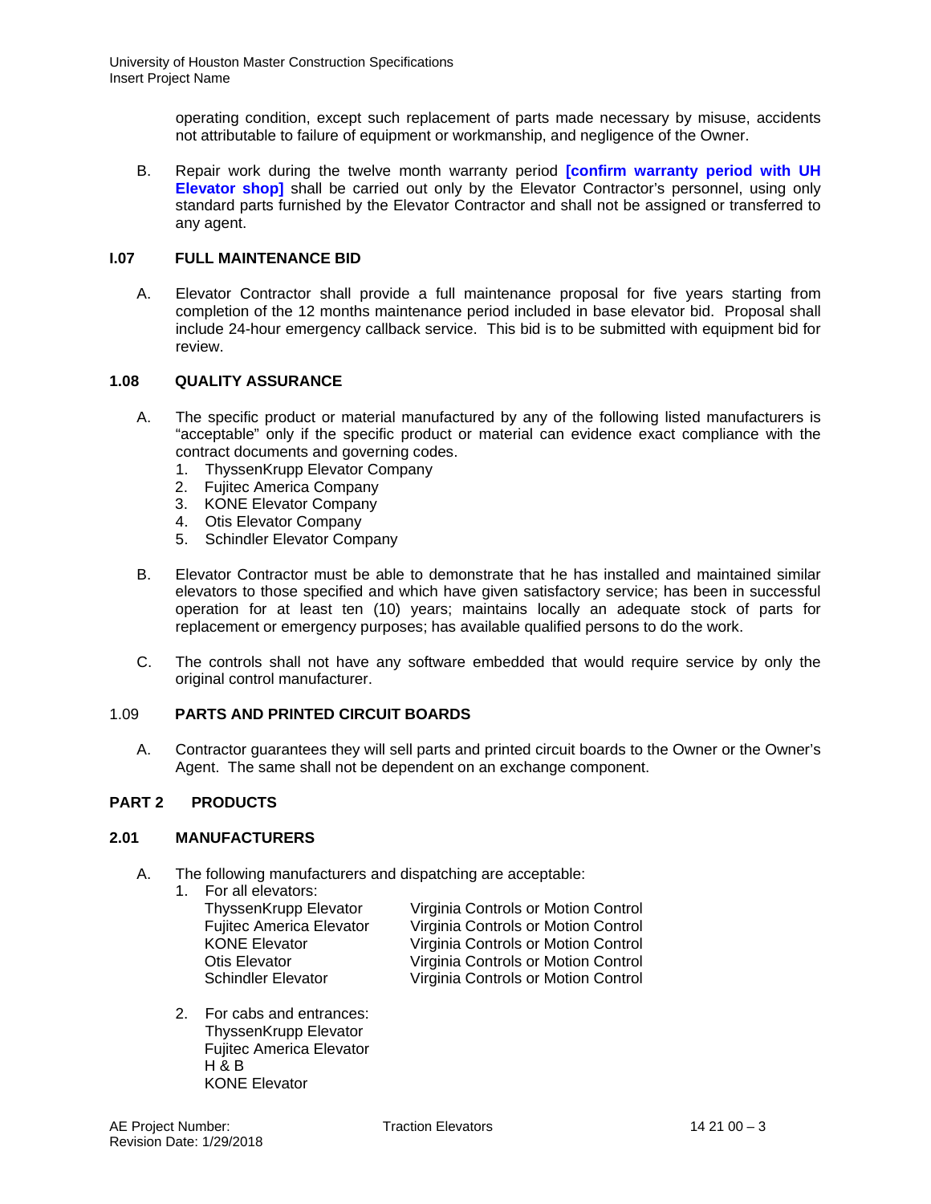operating condition, except such replacement of parts made necessary by misuse, accidents not attributable to failure of equipment or workmanship, and negligence of the Owner.

B. Repair work during the twelve month warranty period **[confirm warranty period with UH Elevator shop]** shall be carried out only by the Elevator Contractor's personnel, using only standard parts furnished by the Elevator Contractor and shall not be assigned or transferred to any agent.

### I.07 FULL MAINTENANCE BID

A. Elevator Contractor shall provide a full maintenance proposal for five years starting from completion of the 12 months maintenance period included in base elevator bid. Proposal shall include 24-hour emergency callback service. This bid is to be submitted with equipment bid for review.

### 1.08 QUALITY ASSURANCE

A. The specific product or material manufactured by any of the following listed manufacturers is "acceptable" only if the specific product or material can evidence exact compliance with the contract documents and governing codes.
1. ThyssenKrupp Elevator Company
2. Fujitec America Company
3. KONE Elevator Company
4. Otis Elevator Company
5. Schindler Elevator Company

B. Elevator Contractor must be able to demonstrate that he has installed and maintained similar elevators to those specified and which have given satisfactory service; has been in successful operation for at least ten (10) years; maintains locally an adequate stock of parts for replacement or emergency purposes; has available qualified persons to do the work.

C. The controls shall not have any software embedded that would require service by only the original control manufacturer.

### 1.09 PARTS AND PRINTED CIRCUIT BOARDS

A. Contractor guarantees they will sell parts and printed circuit boards to the Owner or the Owner's Agent. The same shall not be dependent on an exchange component.

## PART 2 PRODUCTS

### 2.01 MANUFACTURERS

A. The following manufacturers and dispatching are acceptable:
1. For all elevators:

| | |
|---|---|
| ThyssenKrupp Elevator | Virginia Controls or Motion Control |
| Fujitec America Elevator | Virginia Controls or Motion Control |
| KONE Elevator | Virginia Controls or Motion Control |
| Otis Elevator | Virginia Controls or Motion Control |
| Schindler Elevator | Virginia Controls or Motion Control |

2. For cabs and entrances:
   - ThyssenKrupp Elevator
   - Fujitec America Elevator
   - H & B
   - KONE Elevator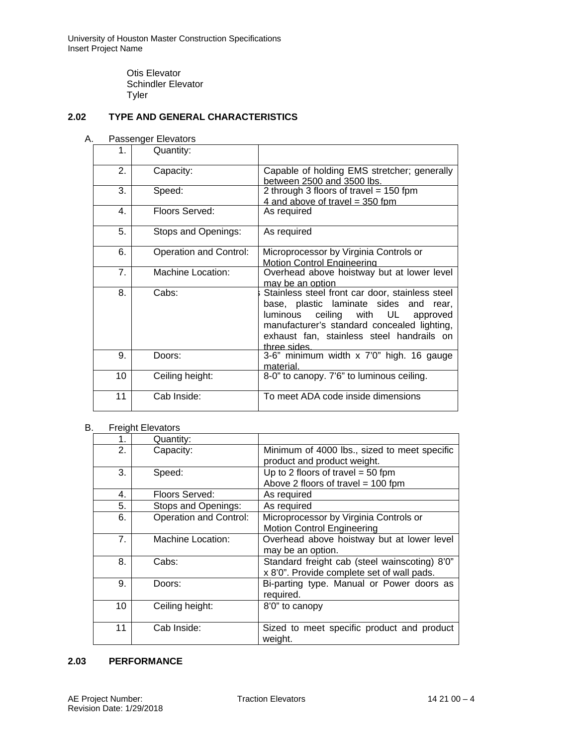Otis Elevator
Schindler Elevator
Tyler

## 2.02 TYPE AND GENERAL CHARACTERISTICS

A. Passenger Elevators

| | | |
|---|---|---|
| 1. | Quantity: | |
| 2. | Capacity: | Capable of holding EMS stretcher; generally between 2500 and 3500 lbs. |
| 3. | Speed: | 2 through 3 floors of travel = 150 fpm<br>4 and above of travel = 350 fpm |
| 4. | Floors Served: | As required |
| 5. | Stops and Openings: | As required |
| 6. | Operation and Control: | Microprocessor by Virginia Controls or Motion Control Engineering |
| 7. | Machine Location: | Overhead above hoistway but at lower level may be an option |
| 8. | Cabs: | Stainless steel front car door, stainless steel base, plastic laminate sides and rear, luminous ceiling with UL approved manufacturer's standard concealed lighting, exhaust fan, stainless steel handrails on three sides. |
| 9. | Doors: | 3-6" minimum width x 7'0" high. 16 gauge material. |
| 10 | Ceiling height: | 8-0" to canopy. 7'6" to luminous ceiling. |
| 11 | Cab Inside: | To meet ADA code inside dimensions |

B. Freight Elevators

| | | |
|---|---|---|
| 1. | Quantity: | |
| 2. | Capacity: | Minimum of 4000 lbs., sized to meet specific product and product weight. |
| 3. | Speed: | Up to 2 floors of travel = 50 fpm<br>Above 2 floors of travel = 100 fpm |
| 4. | Floors Served: | As required |
| 5. | Stops and Openings: | As required |
| 6. | Operation and Control: | Microprocessor by Virginia Controls or Motion Control Engineering |
| 7. | Machine Location: | Overhead above hoistway but at lower level may be an option. |
| 8. | Cabs: | Standard freight cab (steel wainscoting) 8'0" x 8'0". Provide complete set of wall pads. |
| 9. | Doors: | Bi-parting type. Manual or Power doors as required. |
| 10 | Ceiling height: | 8'0" to canopy |
| 11 | Cab Inside: | Sized to meet specific product and product weight. |

## 2.03 PERFORMANCE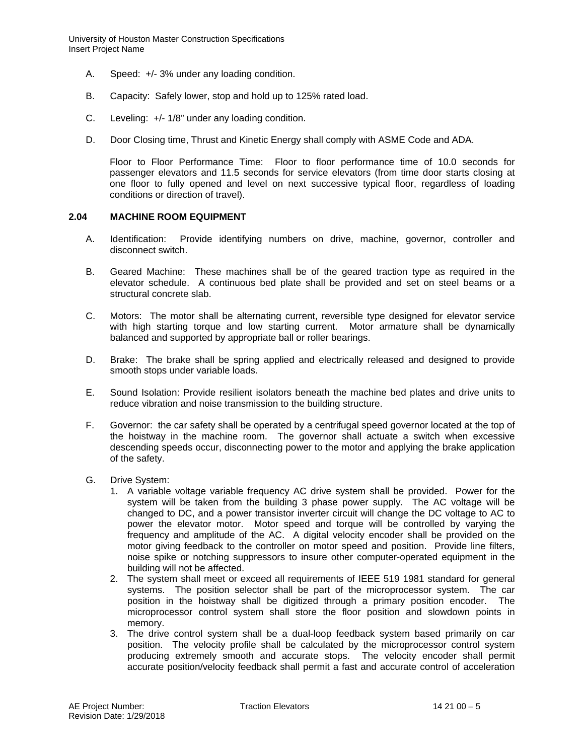A. Speed: +/- 3% under any loading condition.

B. Capacity: Safely lower, stop and hold up to 125% rated load.

C. Leveling: +/- 1/8" under any loading condition.

D. Door Closing time, Thrust and Kinetic Energy shall comply with ASME Code and ADA.

Floor to Floor Performance Time: Floor to floor performance time of 10.0 seconds for passenger elevators and 11.5 seconds for service elevators (from time door starts closing at one floor to fully opened and level on next successive typical floor, regardless of loading conditions or direction of travel).

### 2.04 MACHINE ROOM EQUIPMENT

A. Identification: Provide identifying numbers on drive, machine, governor, controller and disconnect switch.

B. Geared Machine: These machines shall be of the geared traction type as required in the elevator schedule. A continuous bed plate shall be provided and set on steel beams or a structural concrete slab.

C. Motors: The motor shall be alternating current, reversible type designed for elevator service with high starting torque and low starting current. Motor armature shall be dynamically balanced and supported by appropriate ball or roller bearings.

D. Brake: The brake shall be spring applied and electrically released and designed to provide smooth stops under variable loads.

E. Sound Isolation: Provide resilient isolators beneath the machine bed plates and drive units to reduce vibration and noise transmission to the building structure.

F. Governor: the car safety shall be operated by a centrifugal speed governor located at the top of the hoistway in the machine room. The governor shall actuate a switch when excessive descending speeds occur, disconnecting power to the motor and applying the brake application of the safety.

G. Drive System:
   1. A variable voltage variable frequency AC drive system shall be provided. Power for the system will be taken from the building 3 phase power supply. The AC voltage will be changed to DC, and a power transistor inverter circuit will change the DC voltage to AC to power the elevator motor. Motor speed and torque will be controlled by varying the frequency and amplitude of the AC. A digital velocity encoder shall be provided on the motor giving feedback to the controller on motor speed and position. Provide line filters, noise spike or notching suppressors to insure other computer-operated equipment in the building will not be affected.
   2. The system shall meet or exceed all requirements of IEEE 519 1981 standard for general systems. The position selector shall be part of the microprocessor system. The car position in the hoistway shall be digitized through a primary position encoder. The microprocessor control system shall store the floor position and slowdown points in memory.
   3. The drive control system shall be a dual-loop feedback system based primarily on car position. The velocity profile shall be calculated by the microprocessor control system producing extremely smooth and accurate stops. The velocity encoder shall permit accurate position/velocity feedback shall permit a fast and accurate control of acceleration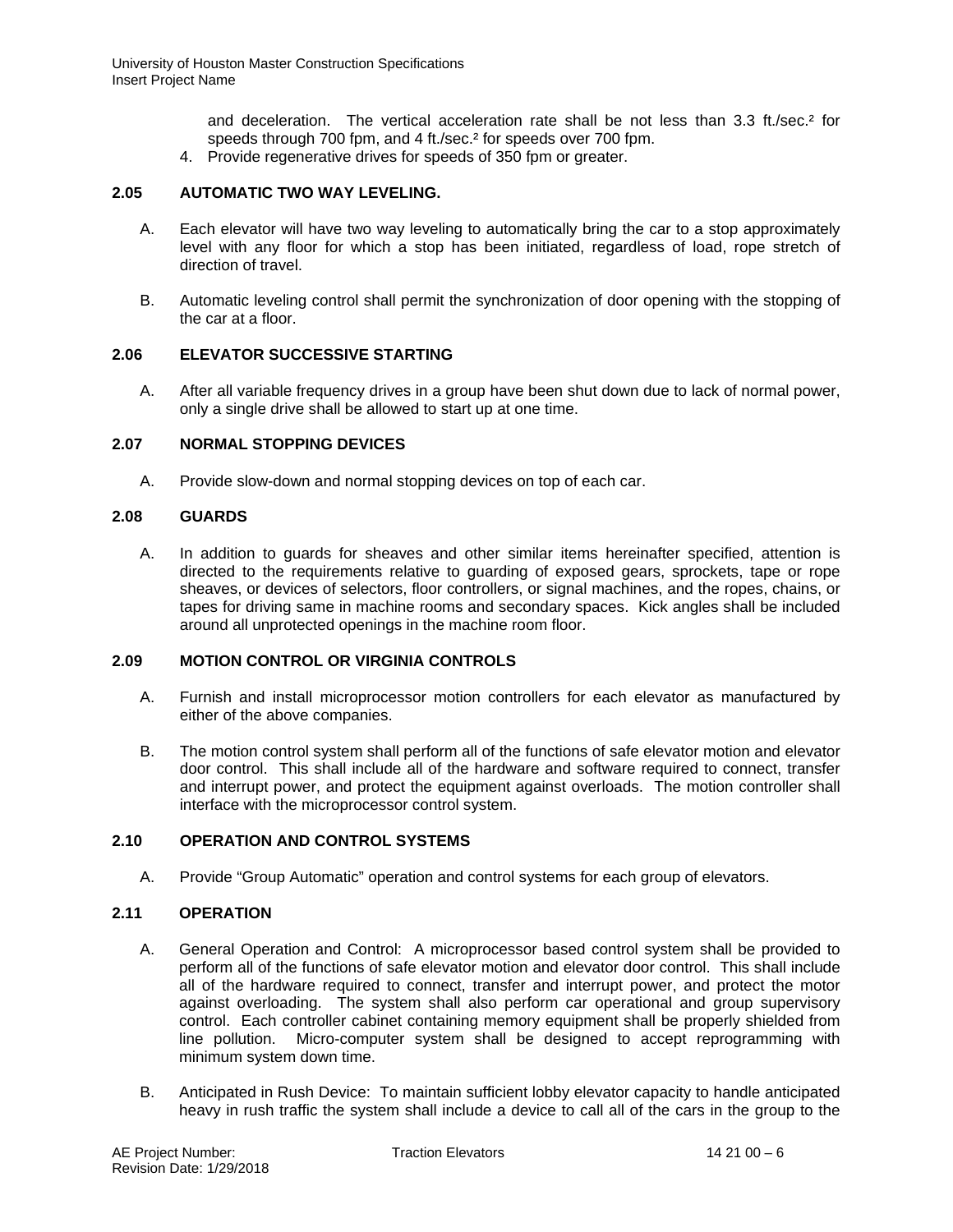and deceleration. The vertical acceleration rate shall be not less than 3.3 ft./sec.$^2$ for speeds through 700 fpm, and 4 ft./sec.$^2$ for speeds over 700 fpm.

4. Provide regenerative drives for speeds of 350 fpm or greater.

## 2.05 AUTOMATIC TWO WAY LEVELING.

A. Each elevator will have two way leveling to automatically bring the car to a stop approximately level with any floor for which a stop has been initiated, regardless of load, rope stretch of direction of travel.

B. Automatic leveling control shall permit the synchronization of door opening with the stopping of the car at a floor.

## 2.06 ELEVATOR SUCCESSIVE STARTING

A. After all variable frequency drives in a group have been shut down due to lack of normal power, only a single drive shall be allowed to start up at one time.

## 2.07 NORMAL STOPPING DEVICES

A. Provide slow-down and normal stopping devices on top of each car.

## 2.08 GUARDS

A. In addition to guards for sheaves and other similar items hereinafter specified, attention is directed to the requirements relative to guarding of exposed gears, sprockets, tape or rope sheaves, or devices of selectors, floor controllers, or signal machines, and the ropes, chains, or tapes for driving same in machine rooms and secondary spaces. Kick angles shall be included around all unprotected openings in the machine room floor.

## 2.09 MOTION CONTROL OR VIRGINIA CONTROLS

A. Furnish and install microprocessor motion controllers for each elevator as manufactured by either of the above companies.

B. The motion control system shall perform all of the functions of safe elevator motion and elevator door control. This shall include all of the hardware and software required to connect, transfer and interrupt power, and protect the equipment against overloads. The motion controller shall interface with the microprocessor control system.

## 2.10 OPERATION AND CONTROL SYSTEMS

A. Provide "Group Automatic" operation and control systems for each group of elevators.

## 2.11 OPERATION

A. General Operation and Control: A microprocessor based control system shall be provided to perform all of the functions of safe elevator motion and elevator door control. This shall include all of the hardware required to connect, transfer and interrupt power, and protect the motor against overloading. The system shall also perform car operational and group supervisory control. Each controller cabinet containing memory equipment shall be properly shielded from line pollution. Micro-computer system shall be designed to accept reprogramming with minimum system down time.

B. Anticipated in Rush Device: To maintain sufficient lobby elevator capacity to handle anticipated heavy in rush traffic the system shall include a device to call all of the cars in the group to the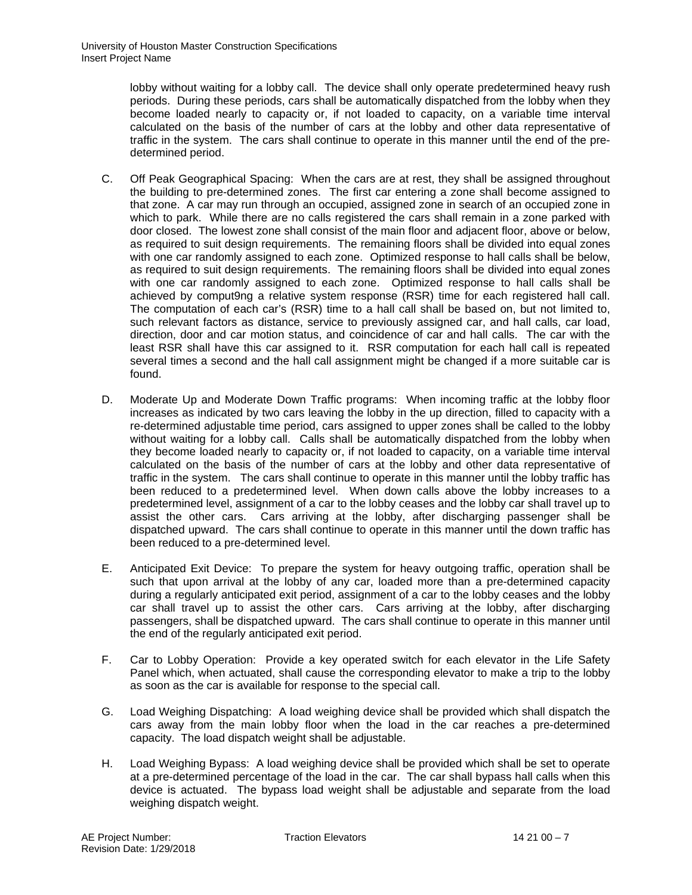lobby without waiting for a lobby call. The device shall only operate predetermined heavy rush periods. During these periods, cars shall be automatically dispatched from the lobby when they become loaded nearly to capacity or, if not loaded to capacity, on a variable time interval calculated on the basis of the number of cars at the lobby and other data representative of traffic in the system. The cars shall continue to operate in this manner until the end of the pre-determined period.

C. Off Peak Geographical Spacing: When the cars are at rest, they shall be assigned throughout the building to pre-determined zones. The first car entering a zone shall become assigned to that zone. A car may run through an occupied, assigned zone in search of an occupied zone in which to park. While there are no calls registered the cars shall remain in a zone parked with door closed. The lowest zone shall consist of the main floor and adjacent floor, above or below, as required to suit design requirements. The remaining floors shall be divided into equal zones with one car randomly assigned to each zone. Optimized response to hall calls shall be below, as required to suit design requirements. The remaining floors shall be divided into equal zones with one car randomly assigned to each zone. Optimized response to hall calls shall be achieved by comput9ng a relative system response (RSR) time for each registered hall call. The computation of each car's (RSR) time to a hall call shall be based on, but not limited to, such relevant factors as distance, service to previously assigned car, and hall calls, car load, direction, door and car motion status, and coincidence of car and hall calls. The car with the least RSR shall have this car assigned to it. RSR computation for each hall call is repeated several times a second and the hall call assignment might be changed if a more suitable car is found.

D. Moderate Up and Moderate Down Traffic programs: When incoming traffic at the lobby floor increases as indicated by two cars leaving the lobby in the up direction, filled to capacity with a re-determined adjustable time period, cars assigned to upper zones shall be called to the lobby without waiting for a lobby call. Calls shall be automatically dispatched from the lobby when they become loaded nearly to capacity or, if not loaded to capacity, on a variable time interval calculated on the basis of the number of cars at the lobby and other data representative of traffic in the system. The cars shall continue to operate in this manner until the lobby traffic has been reduced to a predetermined level. When down calls above the lobby increases to a predetermined level, assignment of a car to the lobby ceases and the lobby car shall travel up to assist the other cars. Cars arriving at the lobby, after discharging passenger shall be dispatched upward. The cars shall continue to operate in this manner until the down traffic has been reduced to a pre-determined level.

E. Anticipated Exit Device: To prepare the system for heavy outgoing traffic, operation shall be such that upon arrival at the lobby of any car, loaded more than a pre-determined capacity during a regularly anticipated exit period, assignment of a car to the lobby ceases and the lobby car shall travel up to assist the other cars. Cars arriving at the lobby, after discharging passengers, shall be dispatched upward. The cars shall continue to operate in this manner until the end of the regularly anticipated exit period.

F. Car to Lobby Operation: Provide a key operated switch for each elevator in the Life Safety Panel which, when actuated, shall cause the corresponding elevator to make a trip to the lobby as soon as the car is available for response to the special call.

G. Load Weighing Dispatching: A load weighing device shall be provided which shall dispatch the cars away from the main lobby floor when the load in the car reaches a pre-determined capacity. The load dispatch weight shall be adjustable.

H. Load Weighing Bypass: A load weighing device shall be provided which shall be set to operate at a pre-determined percentage of the load in the car. The car shall bypass hall calls when this device is actuated. The bypass load weight shall be adjustable and separate from the load weighing dispatch weight.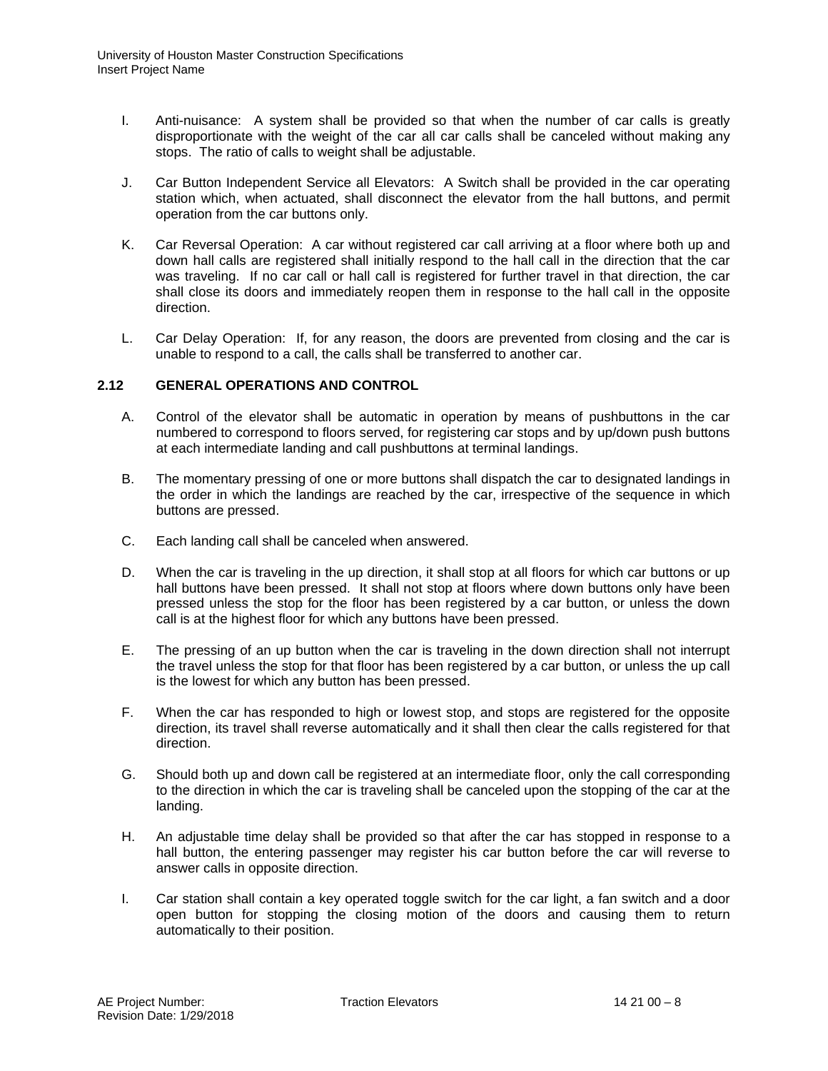I. Anti-nuisance: A system shall be provided so that when the number of car calls is greatly disproportionate with the weight of the car all car calls shall be canceled without making any stops. The ratio of calls to weight shall be adjustable.

J. Car Button Independent Service all Elevators: A Switch shall be provided in the car operating station which, when actuated, shall disconnect the elevator from the hall buttons, and permit operation from the car buttons only.

K. Car Reversal Operation: A car without registered car call arriving at a floor where both up and down hall calls are registered shall initially respond to the hall call in the direction that the car was traveling. If no car call or hall call is registered for further travel in that direction, the car shall close its doors and immediately reopen them in response to the hall call in the opposite direction.

L. Car Delay Operation: If, for any reason, the doors are prevented from closing and the car is unable to respond to a call, the calls shall be transferred to another car.

## 2.12 GENERAL OPERATIONS AND CONTROL

A. Control of the elevator shall be automatic in operation by means of pushbuttons in the car numbered to correspond to floors served, for registering car stops and by up/down push buttons at each intermediate landing and call pushbuttons at terminal landings.

B. The momentary pressing of one or more buttons shall dispatch the car to designated landings in the order in which the landings are reached by the car, irrespective of the sequence in which buttons are pressed.

C. Each landing call shall be canceled when answered.

D. When the car is traveling in the up direction, it shall stop at all floors for which car buttons or up hall buttons have been pressed. It shall not stop at floors where down buttons only have been pressed unless the stop for the floor has been registered by a car button, or unless the down call is at the highest floor for which any buttons have been pressed.

E. The pressing of an up button when the car is traveling in the down direction shall not interrupt the travel unless the stop for that floor has been registered by a car button, or unless the up call is the lowest for which any button has been pressed.

F. When the car has responded to high or lowest stop, and stops are registered for the opposite direction, its travel shall reverse automatically and it shall then clear the calls registered for that direction.

G. Should both up and down call be registered at an intermediate floor, only the call corresponding to the direction in which the car is traveling shall be canceled upon the stopping of the car at the landing.

H. An adjustable time delay shall be provided so that after the car has stopped in response to a hall button, the entering passenger may register his car button before the car will reverse to answer calls in opposite direction.

I. Car station shall contain a key operated toggle switch for the car light, a fan switch and a door open button for stopping the closing motion of the doors and causing them to return automatically to their position.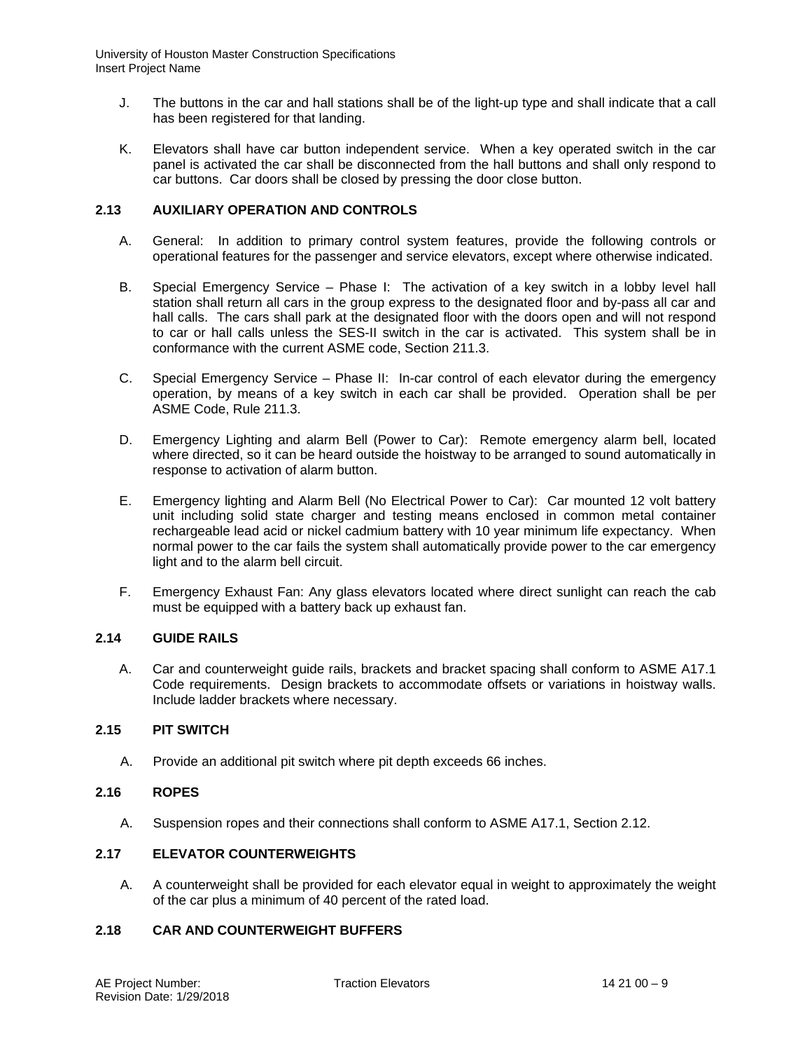J. The buttons in the car and hall stations shall be of the light-up type and shall indicate that a call has been registered for that landing.

K. Elevators shall have car button independent service. When a key operated switch in the car panel is activated the car shall be disconnected from the hall buttons and shall only respond to car buttons. Car doors shall be closed by pressing the door close button.

## 2.13 AUXILIARY OPERATION AND CONTROLS

A. General: In addition to primary control system features, provide the following controls or operational features for the passenger and service elevators, except where otherwise indicated.

B. Special Emergency Service – Phase I: The activation of a key switch in a lobby level hall station shall return all cars in the group express to the designated floor and by-pass all car and hall calls. The cars shall park at the designated floor with the doors open and will not respond to car or hall calls unless the SES-II switch in the car is activated. This system shall be in conformance with the current ASME code, Section 211.3.

C. Special Emergency Service – Phase II: In-car control of each elevator during the emergency operation, by means of a key switch in each car shall be provided. Operation shall be per ASME Code, Rule 211.3.

D. Emergency Lighting and alarm Bell (Power to Car): Remote emergency alarm bell, located where directed, so it can be heard outside the hoistway to be arranged to sound automatically in response to activation of alarm button.

E. Emergency lighting and Alarm Bell (No Electrical Power to Car): Car mounted 12 volt battery unit including solid state charger and testing means enclosed in common metal container rechargeable lead acid or nickel cadmium battery with 10 year minimum life expectancy. When normal power to the car fails the system shall automatically provide power to the car emergency light and to the alarm bell circuit.

F. Emergency Exhaust Fan: Any glass elevators located where direct sunlight can reach the cab must be equipped with a battery back up exhaust fan.

## 2.14 GUIDE RAILS

A. Car and counterweight guide rails, brackets and bracket spacing shall conform to ASME A17.1 Code requirements. Design brackets to accommodate offsets or variations in hoistway walls. Include ladder brackets where necessary.

## 2.15 PIT SWITCH

A. Provide an additional pit switch where pit depth exceeds 66 inches.

## 2.16 ROPES

A. Suspension ropes and their connections shall conform to ASME A17.1, Section 2.12.

## 2.17 ELEVATOR COUNTERWEIGHTS

A. A counterweight shall be provided for each elevator equal in weight to approximately the weight of the car plus a minimum of 40 percent of the rated load.

## 2.18 CAR AND COUNTERWEIGHT BUFFERS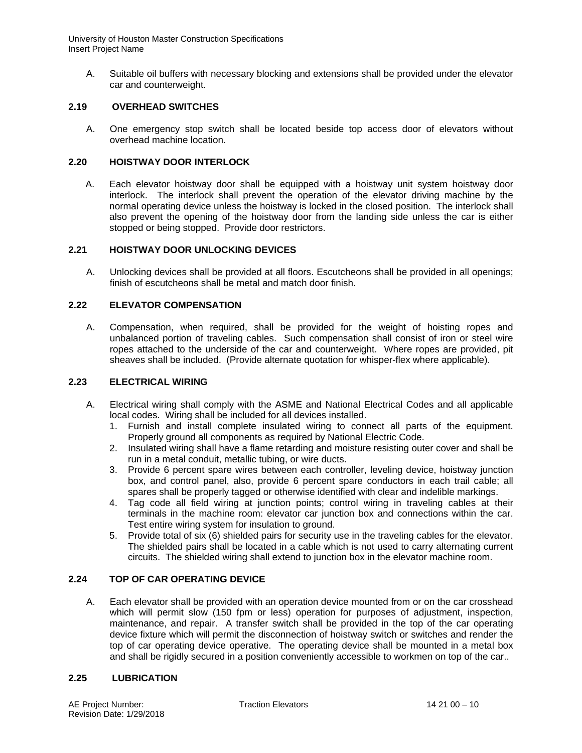A. Suitable oil buffers with necessary blocking and extensions shall be provided under the elevator car and counterweight.

### 2.19 OVERHEAD SWITCHES

A. One emergency stop switch shall be located beside top access door of elevators without overhead machine location.

### 2.20 HOISTWAY DOOR INTERLOCK

A. Each elevator hoistway door shall be equipped with a hoistway unit system hoistway door interlock. The interlock shall prevent the operation of the elevator driving machine by the normal operating device unless the hoistway is locked in the closed position. The interlock shall also prevent the opening of the hoistway door from the landing side unless the car is either stopped or being stopped. Provide door restrictors.

### 2.21 HOISTWAY DOOR UNLOCKING DEVICES

A. Unlocking devices shall be provided at all floors. Escutcheons shall be provided in all openings; finish of escutcheons shall be metal and match door finish.

### 2.22 ELEVATOR COMPENSATION

A. Compensation, when required, shall be provided for the weight of hoisting ropes and unbalanced portion of traveling cables. Such compensation shall consist of iron or steel wire ropes attached to the underside of the car and counterweight. Where ropes are provided, pit sheaves shall be included. (Provide alternate quotation for whisper-flex where applicable).

### 2.23 ELECTRICAL WIRING

A. Electrical wiring shall comply with the ASME and National Electrical Codes and all applicable local codes. Wiring shall be included for all devices installed.
   1. Furnish and install complete insulated wiring to connect all parts of the equipment. Properly ground all components as required by National Electric Code.
   2. Insulated wiring shall have a flame retarding and moisture resisting outer cover and shall be run in a metal conduit, metallic tubing, or wire ducts.
   3. Provide 6 percent spare wires between each controller, leveling device, hoistway junction box, and control panel, also, provide 6 percent spare conductors in each trail cable; all spares shall be properly tagged or otherwise identified with clear and indelible markings.
   4. Tag code all field wiring at junction points; control wiring in traveling cables at their terminals in the machine room: elevator car junction box and connections within the car. Test entire wiring system for insulation to ground.
   5. Provide total of six (6) shielded pairs for security use in the traveling cables for the elevator. The shielded pairs shall be located in a cable which is not used to carry alternating current circuits. The shielded wiring shall extend to junction box in the elevator machine room.

### 2.24 TOP OF CAR OPERATING DEVICE

A. Each elevator shall be provided with an operation device mounted from or on the car crosshead which will permit slow (150 fpm or less) operation for purposes of adjustment, inspection, maintenance, and repair. A transfer switch shall be provided in the top of the car operating device fixture which will permit the disconnection of hoistway switch or switches and render the top of car operating device operative. The operating device shall be mounted in a metal box and shall be rigidly secured in a position conveniently accessible to workmen on top of the car..

### 2.25 LUBRICATION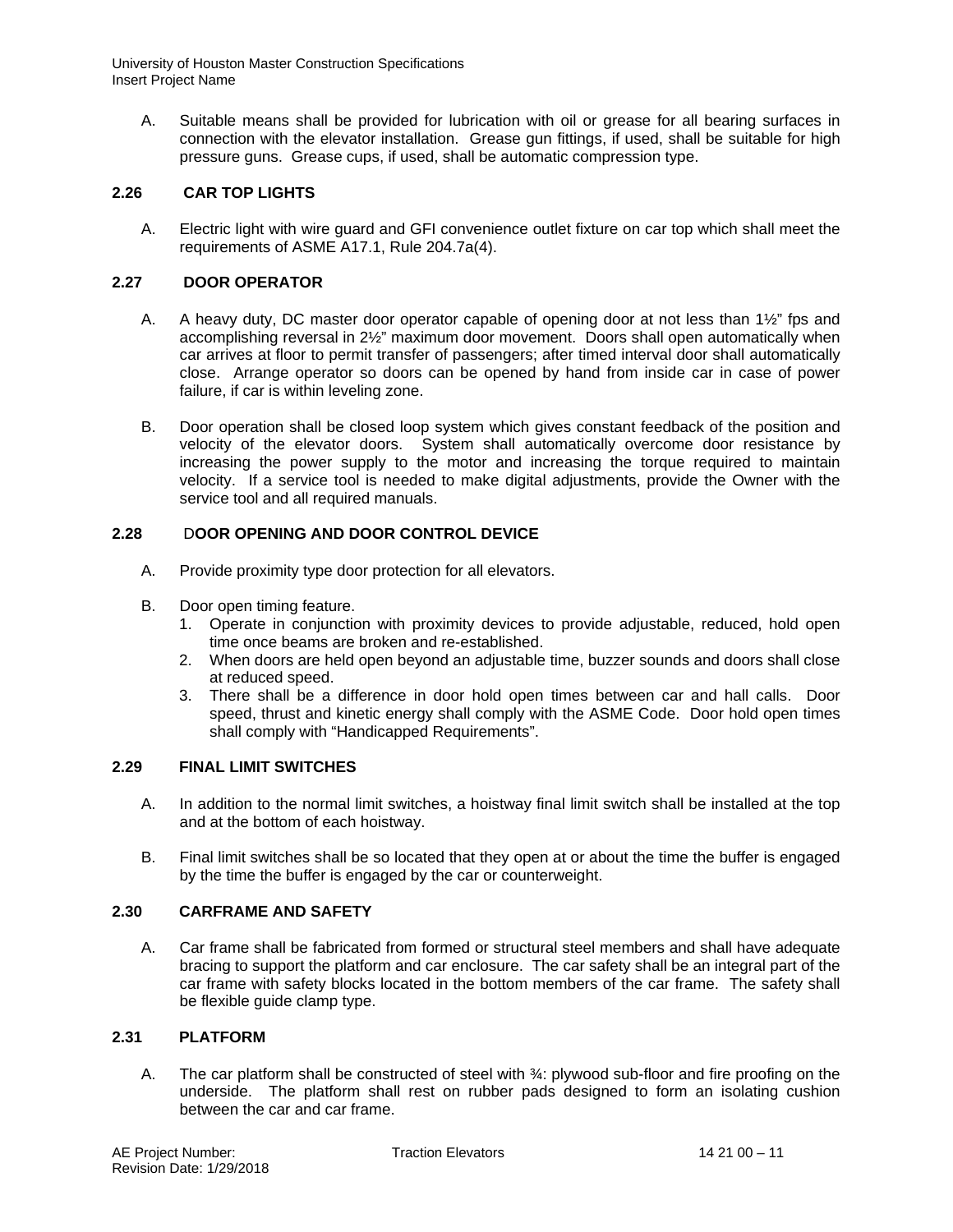A. Suitable means shall be provided for lubrication with oil or grease for all bearing surfaces in connection with the elevator installation. Grease gun fittings, if used, shall be suitable for high pressure guns. Grease cups, if used, shall be automatic compression type.

## 2.26 CAR TOP LIGHTS

A. Electric light with wire guard and GFI convenience outlet fixture on car top which shall meet the requirements of ASME A17.1, Rule 204.7a(4).

## 2.27 DOOR OPERATOR

A. A heavy duty, DC master door operator capable of opening door at not less than 1½" fps and accomplishing reversal in 2½" maximum door movement. Doors shall open automatically when car arrives at floor to permit transfer of passengers; after timed interval door shall automatically close. Arrange operator so doors can be opened by hand from inside car in case of power failure, if car is within leveling zone.

B. Door operation shall be closed loop system which gives constant feedback of the position and velocity of the elevator doors. System shall automatically overcome door resistance by increasing the power supply to the motor and increasing the torque required to maintain velocity. If a service tool is needed to make digital adjustments, provide the Owner with the service tool and all required manuals.

## 2.28 DOOR OPENING AND DOOR CONTROL DEVICE

A. Provide proximity type door protection for all elevators.

B. Door open timing feature.
   1. Operate in conjunction with proximity devices to provide adjustable, reduced, hold open time once beams are broken and re-established.
   2. When doors are held open beyond an adjustable time, buzzer sounds and doors shall close at reduced speed.
   3. There shall be a difference in door hold open times between car and hall calls. Door speed, thrust and kinetic energy shall comply with the ASME Code. Door hold open times shall comply with "Handicapped Requirements".

## 2.29 FINAL LIMIT SWITCHES

A. In addition to the normal limit switches, a hoistway final limit switch shall be installed at the top and at the bottom of each hoistway.

B. Final limit switches shall be so located that they open at or about the time the buffer is engaged by the time the buffer is engaged by the car or counterweight.

## 2.30 CARFRAME AND SAFETY

A. Car frame shall be fabricated from formed or structural steel members and shall have adequate bracing to support the platform and car enclosure. The car safety shall be an integral part of the car frame with safety blocks located in the bottom members of the car frame. The safety shall be flexible guide clamp type.

## 2.31 PLATFORM

A. The car platform shall be constructed of steel with ¾: plywood sub-floor and fire proofing on the underside. The platform shall rest on rubber pads designed to form an isolating cushion between the car and car frame.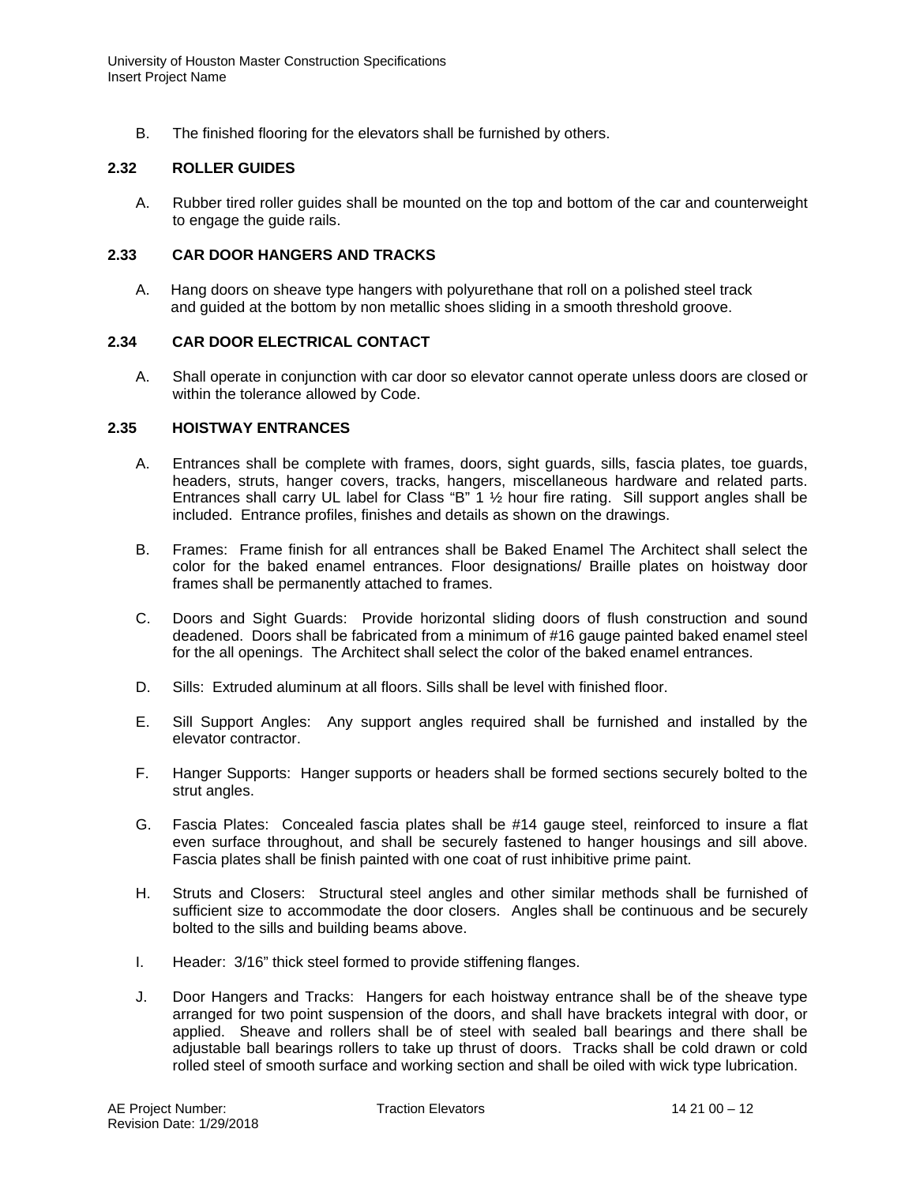B. The finished flooring for the elevators shall be furnished by others.

### 2.32 ROLLER GUIDES

A. Rubber tired roller guides shall be mounted on the top and bottom of the car and counterweight to engage the guide rails.

### 2.33 CAR DOOR HANGERS AND TRACKS

A. Hang doors on sheave type hangers with polyurethane that roll on a polished steel track and guided at the bottom by non metallic shoes sliding in a smooth threshold groove.

### 2.34 CAR DOOR ELECTRICAL CONTACT

A. Shall operate in conjunction with car door so elevator cannot operate unless doors are closed or within the tolerance allowed by Code.

### 2.35 HOISTWAY ENTRANCES

A. Entrances shall be complete with frames, doors, sight guards, sills, fascia plates, toe guards, headers, struts, hanger covers, tracks, hangers, miscellaneous hardware and related parts. Entrances shall carry UL label for Class "B" 1 ½ hour fire rating. Sill support angles shall be included. Entrance profiles, finishes and details as shown on the drawings.

B. Frames: Frame finish for all entrances shall be Baked Enamel The Architect shall select the color for the baked enamel entrances. Floor designations/ Braille plates on hoistway door frames shall be permanently attached to frames.

C. Doors and Sight Guards: Provide horizontal sliding doors of flush construction and sound deadened. Doors shall be fabricated from a minimum of #16 gauge painted baked enamel steel for the all openings. The Architect shall select the color of the baked enamel entrances.

D. Sills: Extruded aluminum at all floors. Sills shall be level with finished floor.

E. Sill Support Angles: Any support angles required shall be furnished and installed by the elevator contractor.

F. Hanger Supports: Hanger supports or headers shall be formed sections securely bolted to the strut angles.

G. Fascia Plates: Concealed fascia plates shall be #14 gauge steel, reinforced to insure a flat even surface throughout, and shall be securely fastened to hanger housings and sill above. Fascia plates shall be finish painted with one coat of rust inhibitive prime paint.

H. Struts and Closers: Structural steel angles and other similar methods shall be furnished of sufficient size to accommodate the door closers. Angles shall be continuous and be securely bolted to the sills and building beams above.

I. Header: 3/16" thick steel formed to provide stiffening flanges.

J. Door Hangers and Tracks: Hangers for each hoistway entrance shall be of the sheave type arranged for two point suspension of the doors, and shall have brackets integral with door, or applied. Sheave and rollers shall be of steel with sealed ball bearings and there shall be adjustable ball bearings rollers to take up thrust of doors. Tracks shall be cold drawn or cold rolled steel of smooth surface and working section and shall be oiled with wick type lubrication.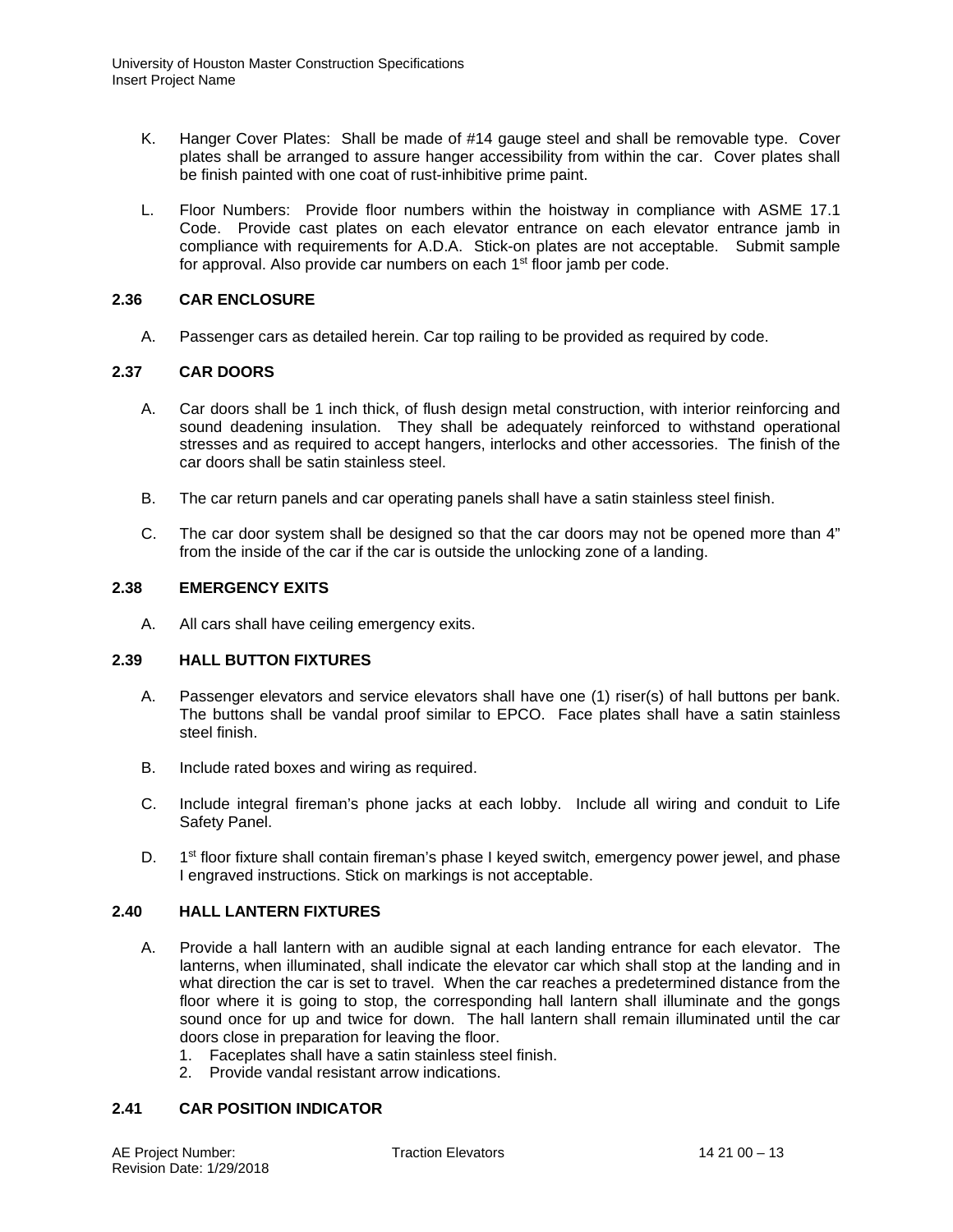K. Hanger Cover Plates: Shall be made of #14 gauge steel and shall be removable type. Cover plates shall be arranged to assure hanger accessibility from within the car. Cover plates shall be finish painted with one coat of rust-inhibitive prime paint.

L. Floor Numbers: Provide floor numbers within the hoistway in compliance with ASME 17.1 Code. Provide cast plates on each elevator entrance on each elevator entrance jamb in compliance with requirements for A.D.A. Stick-on plates are not acceptable. Submit sample for approval. Also provide car numbers on each 1st floor jamb per code.

### 2.36 CAR ENCLOSURE

A. Passenger cars as detailed herein. Car top railing to be provided as required by code.

### 2.37 CAR DOORS

A. Car doors shall be 1 inch thick, of flush design metal construction, with interior reinforcing and sound deadening insulation. They shall be adequately reinforced to withstand operational stresses and as required to accept hangers, interlocks and other accessories. The finish of the car doors shall be satin stainless steel.

B. The car return panels and car operating panels shall have a satin stainless steel finish.

C. The car door system shall be designed so that the car doors may not be opened more than 4" from the inside of the car if the car is outside the unlocking zone of a landing.

### 2.38 EMERGENCY EXITS

A. All cars shall have ceiling emergency exits.

### 2.39 HALL BUTTON FIXTURES

A. Passenger elevators and service elevators shall have one (1) riser(s) of hall buttons per bank. The buttons shall be vandal proof similar to EPCO. Face plates shall have a satin stainless steel finish.

B. Include rated boxes and wiring as required.

C. Include integral fireman's phone jacks at each lobby. Include all wiring and conduit to Life Safety Panel.

D. 1st floor fixture shall contain fireman's phase I keyed switch, emergency power jewel, and phase I engraved instructions. Stick on markings is not acceptable.

### 2.40 HALL LANTERN FIXTURES

A. Provide a hall lantern with an audible signal at each landing entrance for each elevator. The lanterns, when illuminated, shall indicate the elevator car which shall stop at the landing and in what direction the car is set to travel. When the car reaches a predetermined distance from the floor where it is going to stop, the corresponding hall lantern shall illuminate and the gongs sound once for up and twice for down. The hall lantern shall remain illuminated until the car doors close in preparation for leaving the floor.
   1. Faceplates shall have a satin stainless steel finish.
   2. Provide vandal resistant arrow indications.

### 2.41 CAR POSITION INDICATOR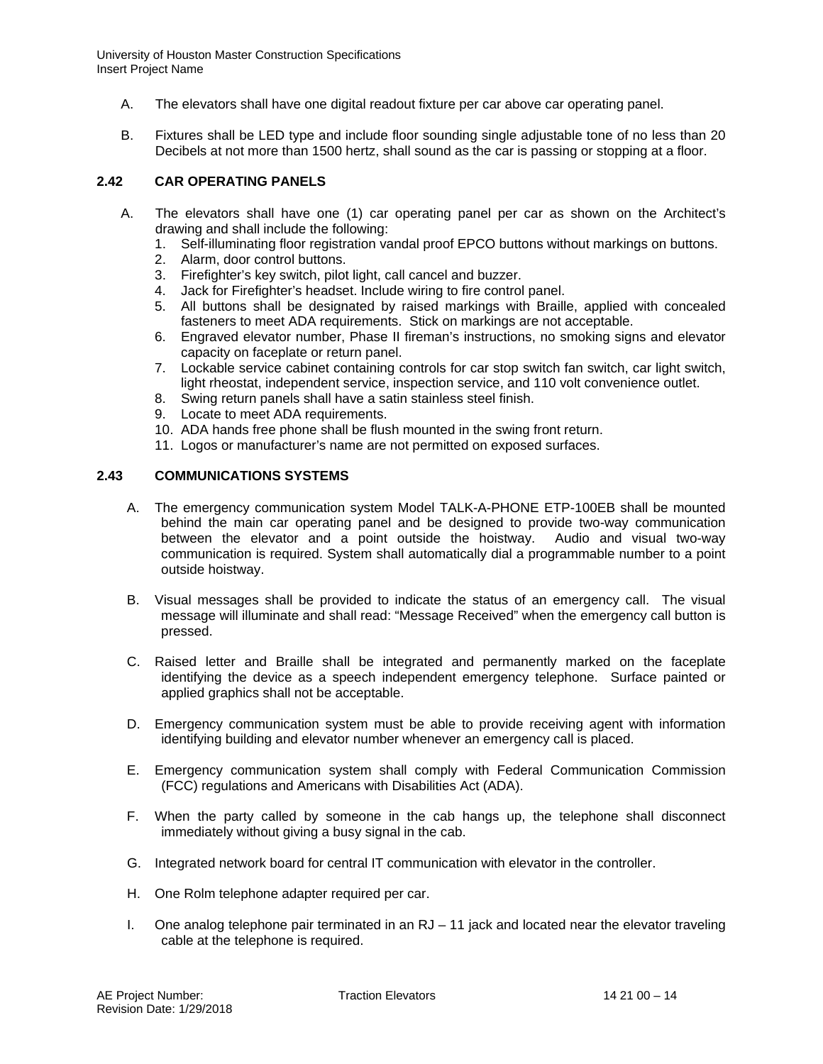A. The elevators shall have one digital readout fixture per car above car operating panel.

B. Fixtures shall be LED type and include floor sounding single adjustable tone of no less than 20 Decibels at not more than 1500 hertz, shall sound as the car is passing or stopping at a floor.

### 2.42 CAR OPERATING PANELS

A. The elevators shall have one (1) car operating panel per car as shown on the Architect's drawing and shall include the following:
   1. Self-illuminating floor registration vandal proof EPCO buttons without markings on buttons.
   2. Alarm, door control buttons.
   3. Firefighter's key switch, pilot light, call cancel and buzzer.
   4. Jack for Firefighter's headset. Include wiring to fire control panel.
   5. All buttons shall be designated by raised markings with Braille, applied with concealed fasteners to meet ADA requirements. Stick on markings are not acceptable.
   6. Engraved elevator number, Phase II fireman's instructions, no smoking signs and elevator capacity on faceplate or return panel.
   7. Lockable service cabinet containing controls for car stop switch fan switch, car light switch, light rheostat, independent service, inspection service, and 110 volt convenience outlet.
   8. Swing return panels shall have a satin stainless steel finish.
   9. Locate to meet ADA requirements.
   10. ADA hands free phone shall be flush mounted in the swing front return.
   11. Logos or manufacturer's name are not permitted on exposed surfaces.

### 2.43 COMMUNICATIONS SYSTEMS

A. The emergency communication system Model TALK-A-PHONE ETP-100EB shall be mounted behind the main car operating panel and be designed to provide two-way communication between the elevator and a point outside the hoistway. Audio and visual two-way communication is required. System shall automatically dial a programmable number to a point outside hoistway.

B. Visual messages shall be provided to indicate the status of an emergency call. The visual message will illuminate and shall read: "Message Received" when the emergency call button is pressed.

C. Raised letter and Braille shall be integrated and permanently marked on the faceplate identifying the device as a speech independent emergency telephone. Surface painted or applied graphics shall not be acceptable.

D. Emergency communication system must be able to provide receiving agent with information identifying building and elevator number whenever an emergency call is placed.

E. Emergency communication system shall comply with Federal Communication Commission (FCC) regulations and Americans with Disabilities Act (ADA).

F. When the party called by someone in the cab hangs up, the telephone shall disconnect immediately without giving a busy signal in the cab.

G. Integrated network board for central IT communication with elevator in the controller.

H. One Rolm telephone adapter required per car.

I. One analog telephone pair terminated in an RJ – 11 jack and located near the elevator traveling cable at the telephone is required.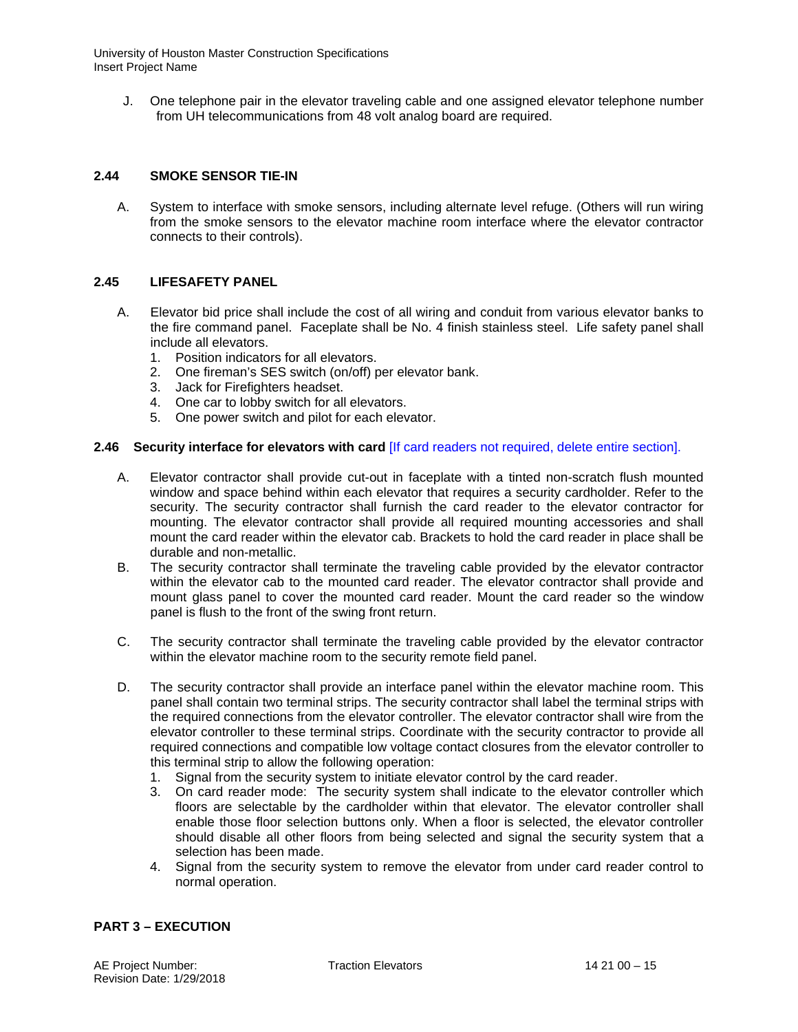J. One telephone pair in the elevator traveling cable and one assigned elevator telephone number from UH telecommunications from 48 volt analog board are required.

### 2.44 SMOKE SENSOR TIE-IN

A. System to interface with smoke sensors, including alternate level refuge. (Others will run wiring from the smoke sensors to the elevator machine room interface where the elevator contractor connects to their controls).

### 2.45 LIFESAFETY PANEL

A. Elevator bid price shall include the cost of all wiring and conduit from various elevator banks to the fire command panel. Faceplate shall be No. 4 finish stainless steel. Life safety panel shall include all elevators.
   1. Position indicators for all elevators.
   2. One fireman's SES switch (on/off) per elevator bank.
   3. Jack for Firefighters headset.
   4. One car to lobby switch for all elevators.
   5. One power switch and pilot for each elevator.

### 2.46 Security interface for elevators with card [If card readers not required, delete entire section].

A. Elevator contractor shall provide cut-out in faceplate with a tinted non-scratch flush mounted window and space behind within each elevator that requires a security cardholder. Refer to the security. The security contractor shall furnish the card reader to the elevator contractor for mounting. The elevator contractor shall provide all required mounting accessories and shall mount the card reader within the elevator cab. Brackets to hold the card reader in place shall be durable and non-metallic.

B. The security contractor shall terminate the traveling cable provided by the elevator contractor within the elevator cab to the mounted card reader. The elevator contractor shall provide and mount glass panel to cover the mounted card reader. Mount the card reader so the window panel is flush to the front of the swing front return.

C. The security contractor shall terminate the traveling cable provided by the elevator contractor within the elevator machine room to the security remote field panel.

D. The security contractor shall provide an interface panel within the elevator machine room. This panel shall contain two terminal strips. The security contractor shall label the terminal strips with the required connections from the elevator controller. The elevator contractor shall wire from the elevator controller to these terminal strips. Coordinate with the security contractor to provide all required connections and compatible low voltage contact closures from the elevator controller to this terminal strip to allow the following operation:
   1. Signal from the security system to initiate elevator control by the card reader.
   3. On card reader mode: The security system shall indicate to the elevator controller which floors are selectable by the cardholder within that elevator. The elevator controller shall enable those floor selection buttons only. When a floor is selected, the elevator controller should disable all other floors from being selected and signal the security system that a selection has been made.
   4. Signal from the security system to remove the elevator from under card reader control to normal operation.

## PART 3 – EXECUTION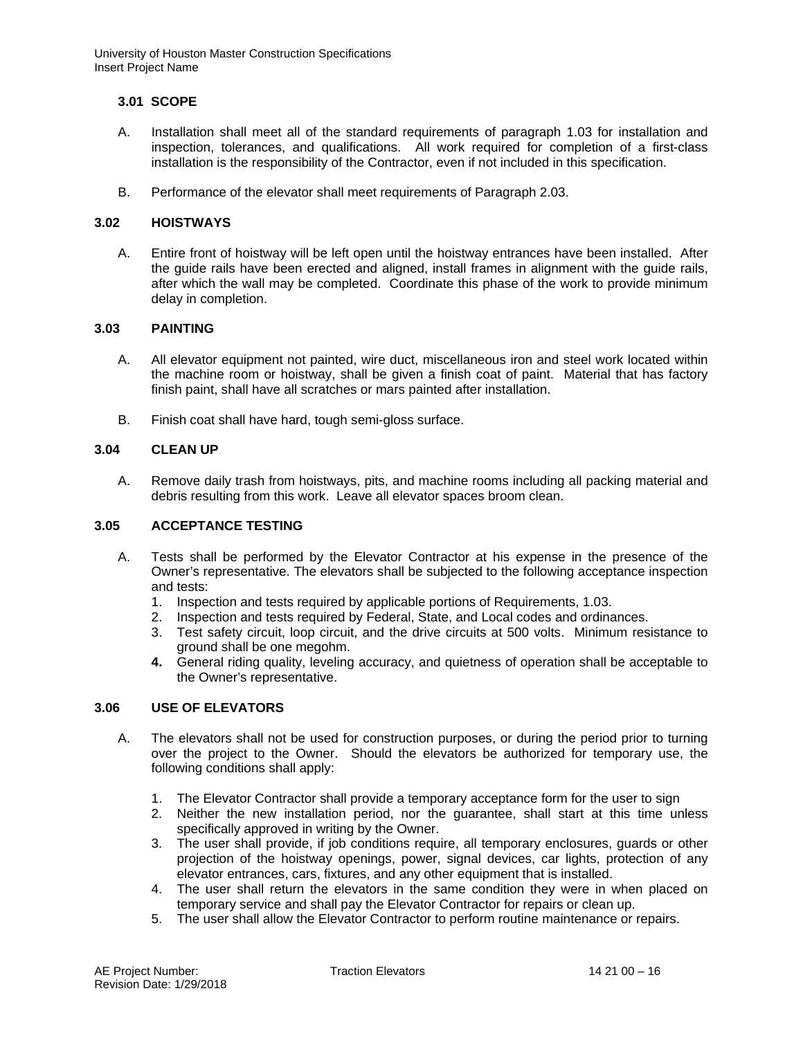### 3.01 SCOPE

A. Installation shall meet all of the standard requirements of paragraph 1.03 for installation and inspection, tolerances, and qualifications. All work required for completion of a first-class installation is the responsibility of the Contractor, even if not included in this specification.

B. Performance of the elevator shall meet requirements of Paragraph 2.03.

### 3.02 HOISTWAYS

A. Entire front of hoistway will be left open until the hoistway entrances have been installed. After the guide rails have been erected and aligned, install frames in alignment with the guide rails, after which the wall may be completed. Coordinate this phase of the work to provide minimum delay in completion.

### 3.03 PAINTING

A. All elevator equipment not painted, wire duct, miscellaneous iron and steel work located within the machine room or hoistway, shall be given a finish coat of paint. Material that has factory finish paint, shall have all scratches or mars painted after installation.

B. Finish coat shall have hard, tough semi-gloss surface.

### 3.04 CLEAN UP

A. Remove daily trash from hoistways, pits, and machine rooms including all packing material and debris resulting from this work. Leave all elevator spaces broom clean.

### 3.05 ACCEPTANCE TESTING

A. Tests shall be performed by the Elevator Contractor at his expense in the presence of the Owner's representative. The elevators shall be subjected to the following acceptance inspection and tests:
   1. Inspection and tests required by applicable portions of Requirements, 1.03.
   2. Inspection and tests required by Federal, State, and Local codes and ordinances.
   3. Test safety circuit, loop circuit, and the drive circuits at 500 volts. Minimum resistance to ground shall be one megohm.
   4. General riding quality, leveling accuracy, and quietness of operation shall be acceptable to the Owner's representative.

### 3.06 USE OF ELEVATORS

A. The elevators shall not be used for construction purposes, or during the period prior to turning over the project to the Owner. Should the elevators be authorized for temporary use, the following conditions shall apply:

   1. The Elevator Contractor shall provide a temporary acceptance form for the user to sign
   2. Neither the new installation period, nor the guarantee, shall start at this time unless specifically approved in writing by the Owner.
   3. The user shall provide, if job conditions require, all temporary enclosures, guards or other projection of the hoistway openings, power, signal devices, car lights, protection of any elevator entrances, cars, fixtures, and any other equipment that is installed.
   4. The user shall return the elevators in the same condition they were in when placed on temporary service and shall pay the Elevator Contractor for repairs or clean up.
   5. The user shall allow the Elevator Contractor to perform routine maintenance or repairs.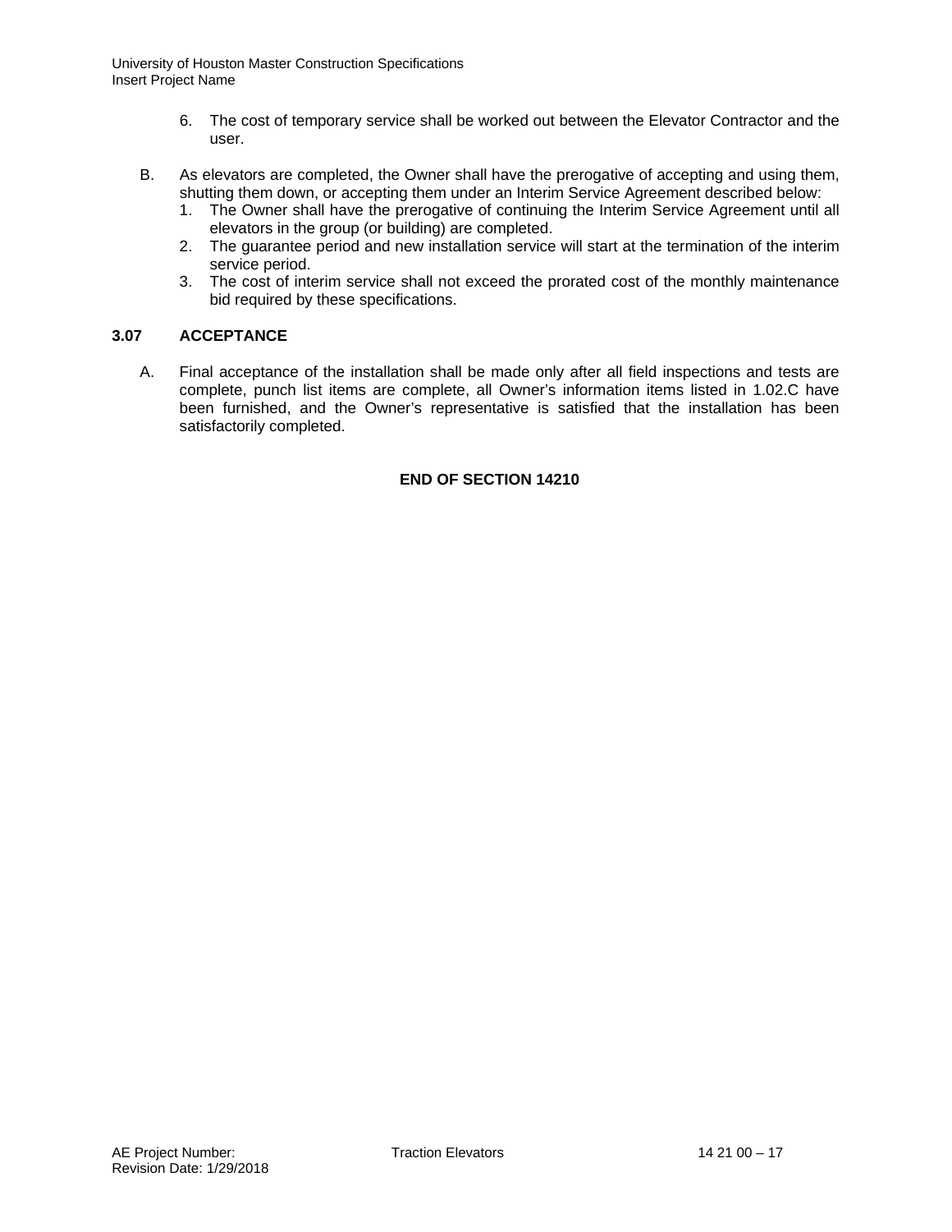6. The cost of temporary service shall be worked out between the Elevator Contractor and the user.

B. As elevators are completed, the Owner shall have the prerogative of accepting and using them, shutting them down, or accepting them under an Interim Service Agreement described below:
   1. The Owner shall have the prerogative of continuing the Interim Service Agreement until all elevators in the group (or building) are completed.
   2. The guarantee period and new installation service will start at the termination of the interim service period.
   3. The cost of interim service shall not exceed the prorated cost of the monthly maintenance bid required by these specifications.

**3.07 ACCEPTANCE**

A. Final acceptance of the installation shall be made only after all field inspections and tests are complete, punch list items are complete, all Owner's information items listed in 1.02.C have been furnished, and the Owner's representative is satisfied that the installation has been satisfactorily completed.

**END OF SECTION 14210**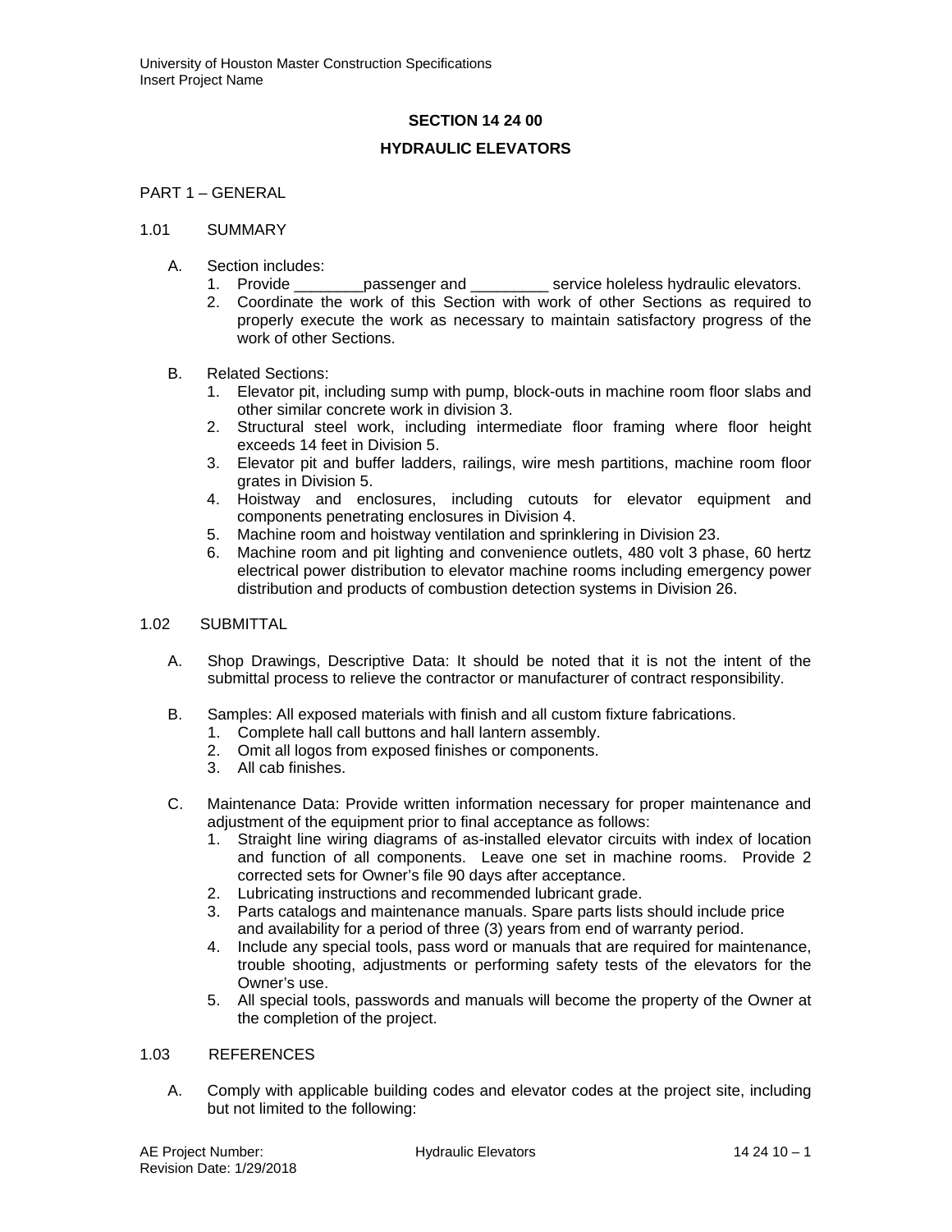## SECTION 14 24 00

## HYDRAULIC ELEVATORS

PART 1 – GENERAL

1.01 SUMMARY

A. Section includes:
   1. Provide ________passenger and _________ service holeless hydraulic elevators.
   2. Coordinate the work of this Section with work of other Sections as required to properly execute the work as necessary to maintain satisfactory progress of the work of other Sections.

B. Related Sections:
   1. Elevator pit, including sump with pump, block-outs in machine room floor slabs and other similar concrete work in division 3.
   2. Structural steel work, including intermediate floor framing where floor height exceeds 14 feet in Division 5.
   3. Elevator pit and buffer ladders, railings, wire mesh partitions, machine room floor grates in Division 5.
   4. Hoistway and enclosures, including cutouts for elevator equipment and components penetrating enclosures in Division 4.
   5. Machine room and hoistway ventilation and sprinklering in Division 23.
   6. Machine room and pit lighting and convenience outlets, 480 volt 3 phase, 60 hertz electrical power distribution to elevator machine rooms including emergency power distribution and products of combustion detection systems in Division 26.

1.02 SUBMITTAL

A. Shop Drawings, Descriptive Data: It should be noted that it is not the intent of the submittal process to relieve the contractor or manufacturer of contract responsibility.

B. Samples: All exposed materials with finish and all custom fixture fabrications.
   1. Complete hall call buttons and hall lantern assembly.
   2. Omit all logos from exposed finishes or components.
   3. All cab finishes.

C. Maintenance Data: Provide written information necessary for proper maintenance and adjustment of the equipment prior to final acceptance as follows:
   1. Straight line wiring diagrams of as-installed elevator circuits with index of location and function of all components. Leave one set in machine rooms. Provide 2 corrected sets for Owner's file 90 days after acceptance.
   2. Lubricating instructions and recommended lubricant grade.
   3. Parts catalogs and maintenance manuals. Spare parts lists should include price and availability for a period of three (3) years from end of warranty period.
   4. Include any special tools, pass word or manuals that are required for maintenance, trouble shooting, adjustments or performing safety tests of the elevators for the Owner's use.
   5. All special tools, passwords and manuals will become the property of the Owner at the completion of the project.

1.03 REFERENCES

A. Comply with applicable building codes and elevator codes at the project site, including but not limited to the following: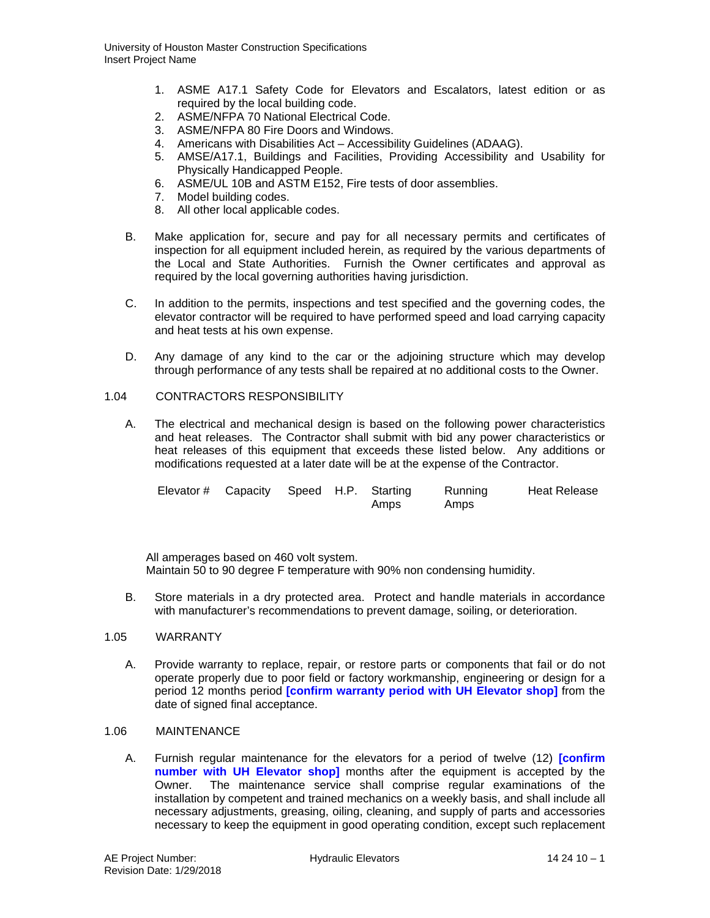1. ASME A17.1 Safety Code for Elevators and Escalators, latest edition or as required by the local building code.
2. ASME/NFPA 70 National Electrical Code.
3. ASME/NFPA 80 Fire Doors and Windows.
4. Americans with Disabilities Act – Accessibility Guidelines (ADAAG).
5. AMSE/A17.1, Buildings and Facilities, Providing Accessibility and Usability for Physically Handicapped People.
6. ASME/UL 10B and ASTM E152, Fire tests of door assemblies.
7. Model building codes.
8. All other local applicable codes.

B. Make application for, secure and pay for all necessary permits and certificates of inspection for all equipment included herein, as required by the various departments of the Local and State Authorities. Furnish the Owner certificates and approval as required by the local governing authorities having jurisdiction.

C. In addition to the permits, inspections and test specified and the governing codes, the elevator contractor will be required to have performed speed and load carrying capacity and heat tests at his own expense.

D. Any damage of any kind to the car or the adjoining structure which may develop through performance of any tests shall be repaired at no additional costs to the Owner.

1.04 CONTRACTORS RESPONSIBILITY

A. The electrical and mechanical design is based on the following power characteristics and heat releases. The Contractor shall submit with bid any power characteristics or heat releases of this equipment that exceeds these listed below. Any additions or modifications requested at a later date will be at the expense of the Contractor.

| Elevator # | Capacity | Speed | H.P. | Starting Amps | Running Amps | Heat Release |
|---|---|---|---|---|---|---|
| | | | | | | |

All amperages based on 460 volt system.
Maintain 50 to 90 degree F temperature with 90% non condensing humidity.

B. Store materials in a dry protected area. Protect and handle materials in accordance with manufacturer's recommendations to prevent damage, soiling, or deterioration.

1.05 WARRANTY

A. Provide warranty to replace, repair, or restore parts or components that fail or do not operate properly due to poor field or factory workmanship, engineering or design for a period 12 months period **[confirm warranty period with UH Elevator shop]** from the date of signed final acceptance.

1.06 MAINTENANCE

A. Furnish regular maintenance for the elevators for a period of twelve (12) **[confirm number with UH Elevator shop]** months after the equipment is accepted by the Owner. The maintenance service shall comprise regular examinations of the installation by competent and trained mechanics on a weekly basis, and shall include all necessary adjustments, greasing, oiling, cleaning, and supply of parts and accessories necessary to keep the equipment in good operating condition, except such replacement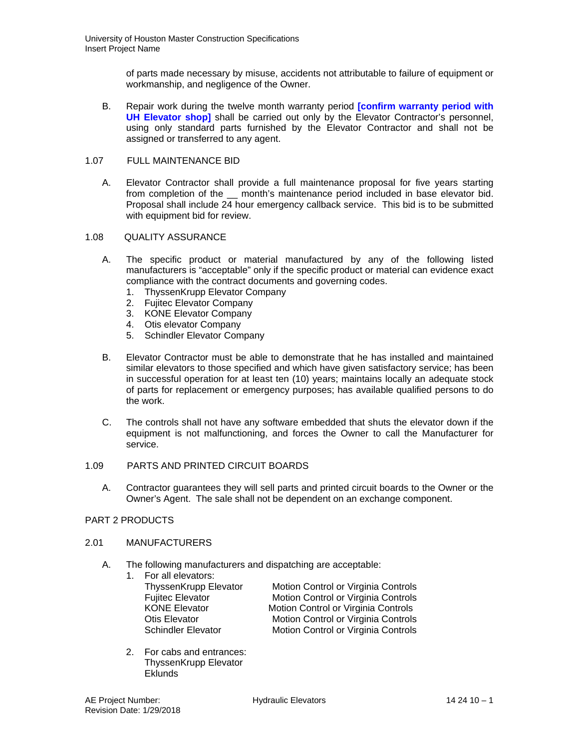of parts made necessary by misuse, accidents not attributable to failure of equipment or workmanship, and negligence of the Owner.

B. Repair work during the twelve month warranty period **[confirm warranty period with UH Elevator shop]** shall be carried out only by the Elevator Contractor's personnel, using only standard parts furnished by the Elevator Contractor and shall not be assigned or transferred to any agent.

## 1.07 FULL MAINTENANCE BID

A. Elevator Contractor shall provide a full maintenance proposal for five years starting from completion of the __ month's maintenance period included in base elevator bid. Proposal shall include 24 hour emergency callback service. This bid is to be submitted with equipment bid for review.

## 1.08 QUALITY ASSURANCE

A. The specific product or material manufactured by any of the following listed manufacturers is "acceptable" only if the specific product or material can evidence exact compliance with the contract documents and governing codes.
  1. ThyssenKrupp Elevator Company
  2. Fujitec Elevator Company
  3. KONE Elevator Company
  4. Otis elevator Company
  5. Schindler Elevator Company

B. Elevator Contractor must be able to demonstrate that he has installed and maintained similar elevators to those specified and which have given satisfactory service; has been in successful operation for at least ten (10) years; maintains locally an adequate stock of parts for replacement or emergency purposes; has available qualified persons to do the work.

C. The controls shall not have any software embedded that shuts the elevator down if the equipment is not malfunctioning, and forces the Owner to call the Manufacturer for service.

## 1.09 PARTS AND PRINTED CIRCUIT BOARDS

A. Contractor guarantees they will sell parts and printed circuit boards to the Owner or the Owner's Agent. The sale shall not be dependent on an exchange component.

# PART 2 PRODUCTS

## 2.01 MANUFACTURERS

A. The following manufacturers and dispatching are acceptable:
  1. For all elevators:

| | |
|---|---|
| ThyssenKrupp Elevator | Motion Control or Virginia Controls |
| Fujitec Elevator | Motion Control or Virginia Controls |
| KONE Elevator | Motion Control or Virginia Controls |
| Otis Elevator | Motion Control or Virginia Controls |
| Schindler Elevator | Motion Control or Virginia Controls |

  2. For cabs and entrances:
     ThyssenKrupp Elevator
     Eklunds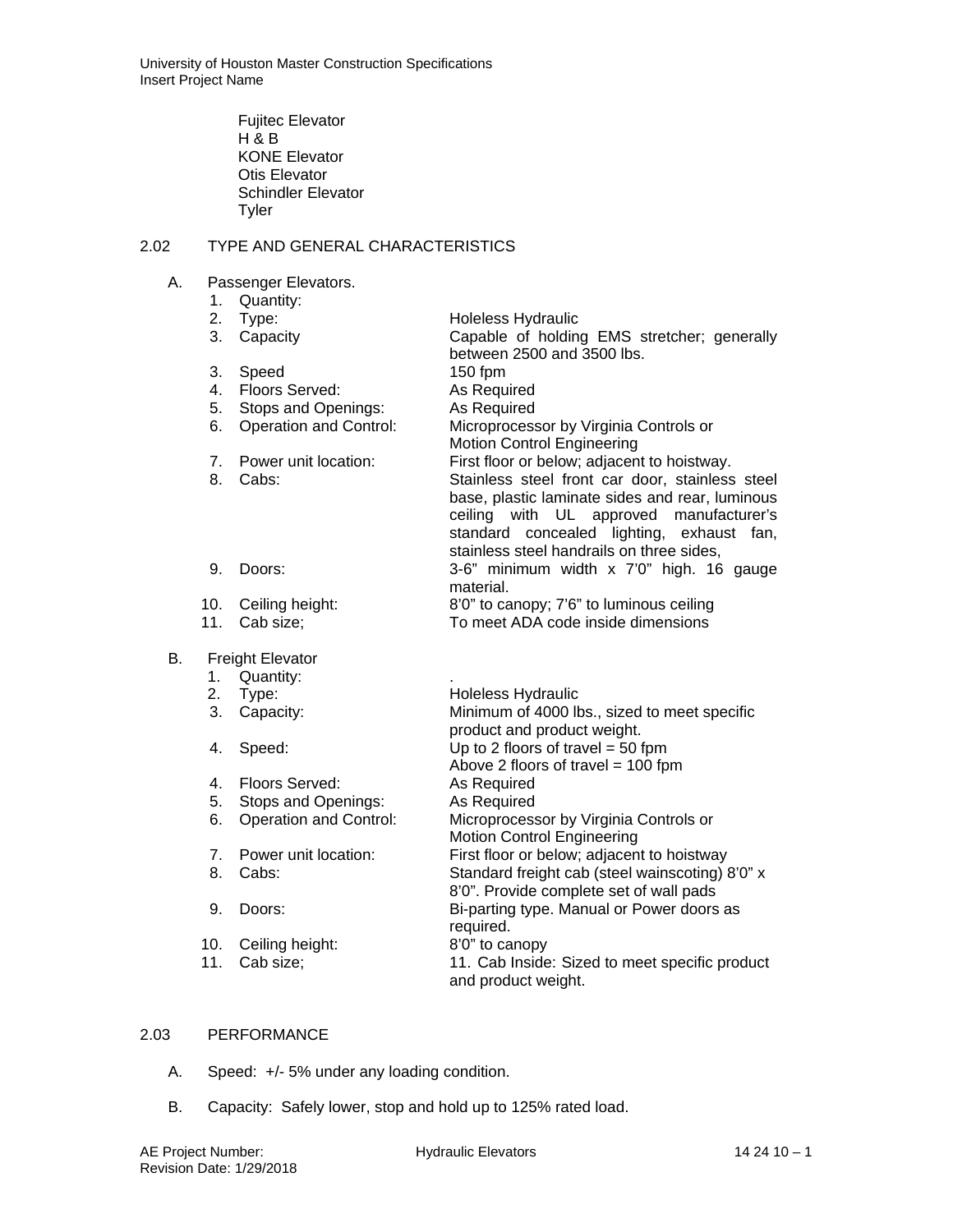Fujitec Elevator
H & B
KONE Elevator
Otis Elevator
Schindler Elevator
Tyler

## 2.02 TYPE AND GENERAL CHARACTERISTICS

A. Passenger Elevators.

| | |
|---|---|
| 1. Quantity: | |
| 2. Type: | Holeless Hydraulic |
| 3. Capacity | Capable of holding EMS stretcher; generally between 2500 and 3500 lbs. |
| 3. Speed | 150 fpm |
| 4. Floors Served: | As Required |
| 5. Stops and Openings: | As Required |
| 6. Operation and Control: | Microprocessor by Virginia Controls or Motion Control Engineering |
| 7. Power unit location: | First floor or below; adjacent to hoistway. |
| 8. Cabs: | Stainless steel front car door, stainless steel base, plastic laminate sides and rear, luminous ceiling with UL approved manufacturer's standard concealed lighting, exhaust fan, stainless steel handrails on three sides, |
| 9. Doors: | 3-6" minimum width x 7'0" high. 16 gauge material. |
| 10. Ceiling height: | 8'0" to canopy; 7'6" to luminous ceiling |
| 11. Cab size; | To meet ADA code inside dimensions |

B. Freight Elevator

| | |
|---|---|
| 1. Quantity: | . |
| 2. Type: | Holeless Hydraulic |
| 3. Capacity: | Minimum of 4000 lbs., sized to meet specific product and product weight. |
| 4. Speed: | Up to 2 floors of travel = 50 fpm<br>Above 2 floors of travel = 100 fpm |
| 4. Floors Served: | As Required |
| 5. Stops and Openings: | As Required |
| 6. Operation and Control: | Microprocessor by Virginia Controls or Motion Control Engineering |
| 7. Power unit location: | First floor or below; adjacent to hoistway |
| 8. Cabs: | Standard freight cab (steel wainscoting) 8'0" x 8'0". Provide complete set of wall pads |
| 9. Doors: | Bi-parting type. Manual or Power doors as required. |
| 10. Ceiling height: | 8'0" to canopy |
| 11. Cab size; | 11. Cab Inside: Sized to meet specific product and product weight. |

## 2.03 PERFORMANCE

A. Speed: +/- 5% under any loading condition.

B. Capacity: Safely lower, stop and hold up to 125% rated load.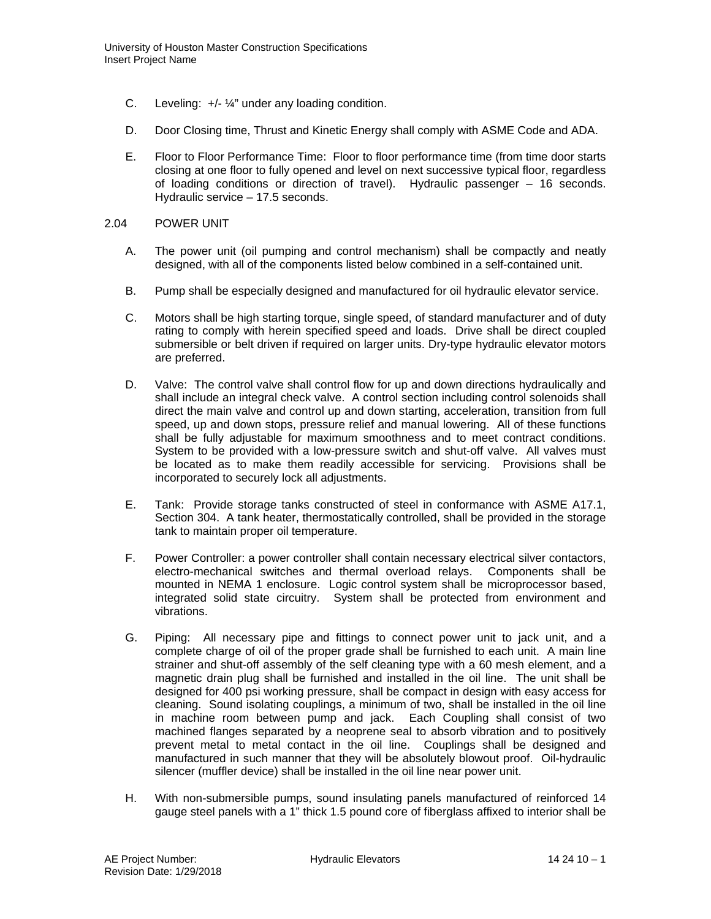C. Leveling: +/- ¼" under any loading condition.

D. Door Closing time, Thrust and Kinetic Energy shall comply with ASME Code and ADA.

E. Floor to Floor Performance Time: Floor to floor performance time (from time door starts closing at one floor to fully opened and level on next successive typical floor, regardless of loading conditions or direction of travel). Hydraulic passenger – 16 seconds. Hydraulic service – 17.5 seconds.

## 2.04 POWER UNIT

A. The power unit (oil pumping and control mechanism) shall be compactly and neatly designed, with all of the components listed below combined in a self-contained unit.

B. Pump shall be especially designed and manufactured for oil hydraulic elevator service.

C. Motors shall be high starting torque, single speed, of standard manufacturer and of duty rating to comply with herein specified speed and loads. Drive shall be direct coupled submersible or belt driven if required on larger units. Dry-type hydraulic elevator motors are preferred.

D. Valve: The control valve shall control flow for up and down directions hydraulically and shall include an integral check valve. A control section including control solenoids shall direct the main valve and control up and down starting, acceleration, transition from full speed, up and down stops, pressure relief and manual lowering. All of these functions shall be fully adjustable for maximum smoothness and to meet contract conditions. System to be provided with a low-pressure switch and shut-off valve. All valves must be located as to make them readily accessible for servicing. Provisions shall be incorporated to securely lock all adjustments.

E. Tank: Provide storage tanks constructed of steel in conformance with ASME A17.1, Section 304. A tank heater, thermostatically controlled, shall be provided in the storage tank to maintain proper oil temperature.

F. Power Controller: a power controller shall contain necessary electrical silver contactors, electro-mechanical switches and thermal overload relays. Components shall be mounted in NEMA 1 enclosure. Logic control system shall be microprocessor based, integrated solid state circuitry. System shall be protected from environment and vibrations.

G. Piping: All necessary pipe and fittings to connect power unit to jack unit, and a complete charge of oil of the proper grade shall be furnished to each unit. A main line strainer and shut-off assembly of the self cleaning type with a 60 mesh element, and a magnetic drain plug shall be furnished and installed in the oil line. The unit shall be designed for 400 psi working pressure, shall be compact in design with easy access for cleaning. Sound isolating couplings, a minimum of two, shall be installed in the oil line in machine room between pump and jack. Each Coupling shall consist of two machined flanges separated by a neoprene seal to absorb vibration and to positively prevent metal to metal contact in the oil line. Couplings shall be designed and manufactured in such manner that they will be absolutely blowout proof. Oil-hydraulic silencer (muffler device) shall be installed in the oil line near power unit.

H. With non-submersible pumps, sound insulating panels manufactured of reinforced 14 gauge steel panels with a 1" thick 1.5 pound core of fiberglass affixed to interior shall be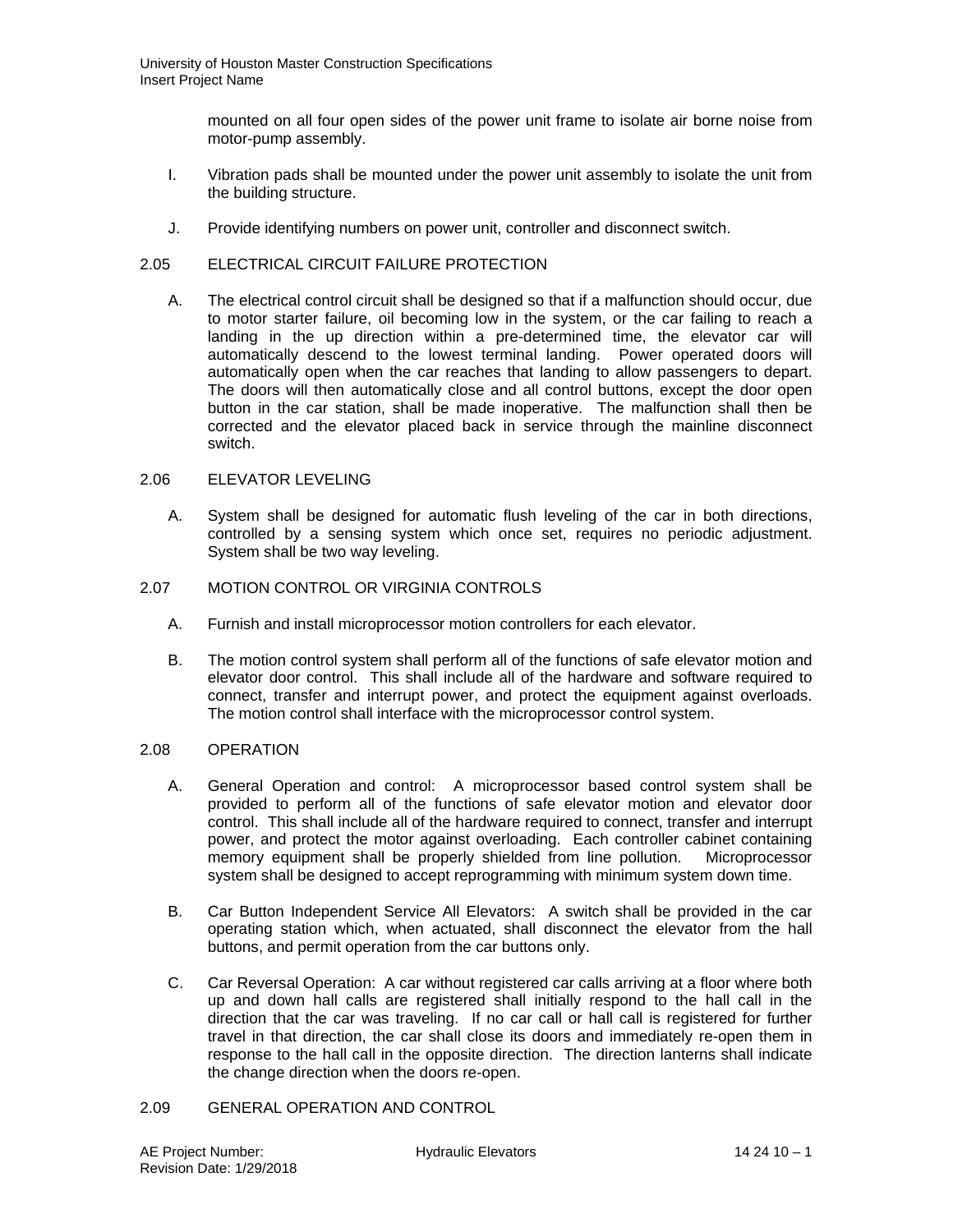mounted on all four open sides of the power unit frame to isolate air borne noise from motor-pump assembly.

I. Vibration pads shall be mounted under the power unit assembly to isolate the unit from the building structure.

J. Provide identifying numbers on power unit, controller and disconnect switch.

## 2.05 ELECTRICAL CIRCUIT FAILURE PROTECTION

A. The electrical control circuit shall be designed so that if a malfunction should occur, due to motor starter failure, oil becoming low in the system, or the car failing to reach a landing in the up direction within a pre-determined time, the elevator car will automatically descend to the lowest terminal landing. Power operated doors will automatically open when the car reaches that landing to allow passengers to depart. The doors will then automatically close and all control buttons, except the door open button in the car station, shall be made inoperative. The malfunction shall then be corrected and the elevator placed back in service through the mainline disconnect switch.

## 2.06 ELEVATOR LEVELING

A. System shall be designed for automatic flush leveling of the car in both directions, controlled by a sensing system which once set, requires no periodic adjustment. System shall be two way leveling.

## 2.07 MOTION CONTROL OR VIRGINIA CONTROLS

A. Furnish and install microprocessor motion controllers for each elevator.

B. The motion control system shall perform all of the functions of safe elevator motion and elevator door control. This shall include all of the hardware and software required to connect, transfer and interrupt power, and protect the equipment against overloads. The motion control shall interface with the microprocessor control system.

## 2.08 OPERATION

A. General Operation and control: A microprocessor based control system shall be provided to perform all of the functions of safe elevator motion and elevator door control. This shall include all of the hardware required to connect, transfer and interrupt power, and protect the motor against overloading. Each controller cabinet containing memory equipment shall be properly shielded from line pollution. Microprocessor system shall be designed to accept reprogramming with minimum system down time.

B. Car Button Independent Service All Elevators: A switch shall be provided in the car operating station which, when actuated, shall disconnect the elevator from the hall buttons, and permit operation from the car buttons only.

C. Car Reversal Operation: A car without registered car calls arriving at a floor where both up and down hall calls are registered shall initially respond to the hall call in the direction that the car was traveling. If no car call or hall call is registered for further travel in that direction, the car shall close its doors and immediately re-open them in response to the hall call in the opposite direction. The direction lanterns shall indicate the change direction when the doors re-open.

## 2.09 GENERAL OPERATION AND CONTROL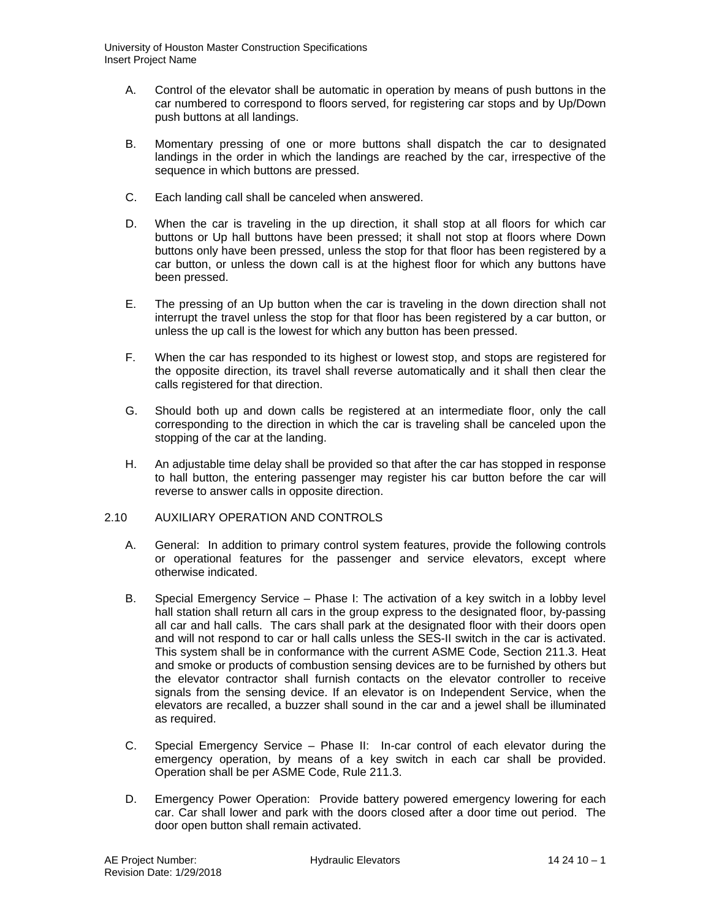A. Control of the elevator shall be automatic in operation by means of push buttons in the car numbered to correspond to floors served, for registering car stops and by Up/Down push buttons at all landings.

B. Momentary pressing of one or more buttons shall dispatch the car to designated landings in the order in which the landings are reached by the car, irrespective of the sequence in which buttons are pressed.

C. Each landing call shall be canceled when answered.

D. When the car is traveling in the up direction, it shall stop at all floors for which car buttons or Up hall buttons have been pressed; it shall not stop at floors where Down buttons only have been pressed, unless the stop for that floor has been registered by a car button, or unless the down call is at the highest floor for which any buttons have been pressed.

E. The pressing of an Up button when the car is traveling in the down direction shall not interrupt the travel unless the stop for that floor has been registered by a car button, or unless the up call is the lowest for which any button has been pressed.

F. When the car has responded to its highest or lowest stop, and stops are registered for the opposite direction, its travel shall reverse automatically and it shall then clear the calls registered for that direction.

G. Should both up and down calls be registered at an intermediate floor, only the call corresponding to the direction in which the car is traveling shall be canceled upon the stopping of the car at the landing.

H. An adjustable time delay shall be provided so that after the car has stopped in response to hall button, the entering passenger may register his car button before the car will reverse to answer calls in opposite direction.

## 2.10 AUXILIARY OPERATION AND CONTROLS

A. General: In addition to primary control system features, provide the following controls or operational features for the passenger and service elevators, except where otherwise indicated.

B. Special Emergency Service – Phase I: The activation of a key switch in a lobby level hall station shall return all cars in the group express to the designated floor, by-passing all car and hall calls. The cars shall park at the designated floor with their doors open and will not respond to car or hall calls unless the SES-II switch in the car is activated. This system shall be in conformance with the current ASME Code, Section 211.3. Heat and smoke or products of combustion sensing devices are to be furnished by others but the elevator contractor shall furnish contacts on the elevator controller to receive signals from the sensing device. If an elevator is on Independent Service, when the elevators are recalled, a buzzer shall sound in the car and a jewel shall be illuminated as required.

C. Special Emergency Service – Phase II: In-car control of each elevator during the emergency operation, by means of a key switch in each car shall be provided. Operation shall be per ASME Code, Rule 211.3.

D. Emergency Power Operation: Provide battery powered emergency lowering for each car. Car shall lower and park with the doors closed after a door time out period. The door open button shall remain activated.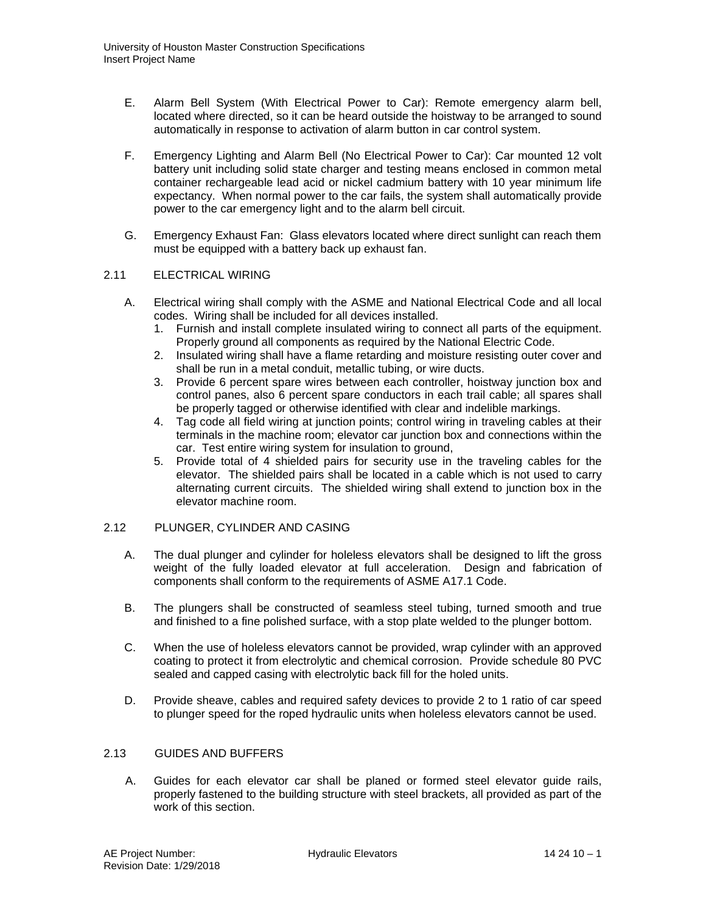E. Alarm Bell System (With Electrical Power to Car): Remote emergency alarm bell, located where directed, so it can be heard outside the hoistway to be arranged to sound automatically in response to activation of alarm button in car control system.

F. Emergency Lighting and Alarm Bell (No Electrical Power to Car): Car mounted 12 volt battery unit including solid state charger and testing means enclosed in common metal container rechargeable lead acid or nickel cadmium battery with 10 year minimum life expectancy. When normal power to the car fails, the system shall automatically provide power to the car emergency light and to the alarm bell circuit.

G. Emergency Exhaust Fan: Glass elevators located where direct sunlight can reach them must be equipped with a battery back up exhaust fan.

## 2.11 ELECTRICAL WIRING

A. Electrical wiring shall comply with the ASME and National Electrical Code and all local codes. Wiring shall be included for all devices installed.
   1. Furnish and install complete insulated wiring to connect all parts of the equipment. Properly ground all components as required by the National Electric Code.
   2. Insulated wiring shall have a flame retarding and moisture resisting outer cover and shall be run in a metal conduit, metallic tubing, or wire ducts.
   3. Provide 6 percent spare wires between each controller, hoistway junction box and control panes, also 6 percent spare conductors in each trail cable; all spares shall be properly tagged or otherwise identified with clear and indelible markings.
   4. Tag code all field wiring at junction points; control wiring in traveling cables at their terminals in the machine room; elevator car junction box and connections within the car. Test entire wiring system for insulation to ground,
   5. Provide total of 4 shielded pairs for security use in the traveling cables for the elevator. The shielded pairs shall be located in a cable which is not used to carry alternating current circuits. The shielded wiring shall extend to junction box in the elevator machine room.

## 2.12 PLUNGER, CYLINDER AND CASING

A. The dual plunger and cylinder for holeless elevators shall be designed to lift the gross weight of the fully loaded elevator at full acceleration. Design and fabrication of components shall conform to the requirements of ASME A17.1 Code.

B. The plungers shall be constructed of seamless steel tubing, turned smooth and true and finished to a fine polished surface, with a stop plate welded to the plunger bottom.

C. When the use of holeless elevators cannot be provided, wrap cylinder with an approved coating to protect it from electrolytic and chemical corrosion. Provide schedule 80 PVC sealed and capped casing with electrolytic back fill for the holed units.

D. Provide sheave, cables and required safety devices to provide 2 to 1 ratio of car speed to plunger speed for the roped hydraulic units when holeless elevators cannot be used.

## 2.13 GUIDES AND BUFFERS

A. Guides for each elevator car shall be planed or formed steel elevator guide rails, properly fastened to the building structure with steel brackets, all provided as part of the work of this section.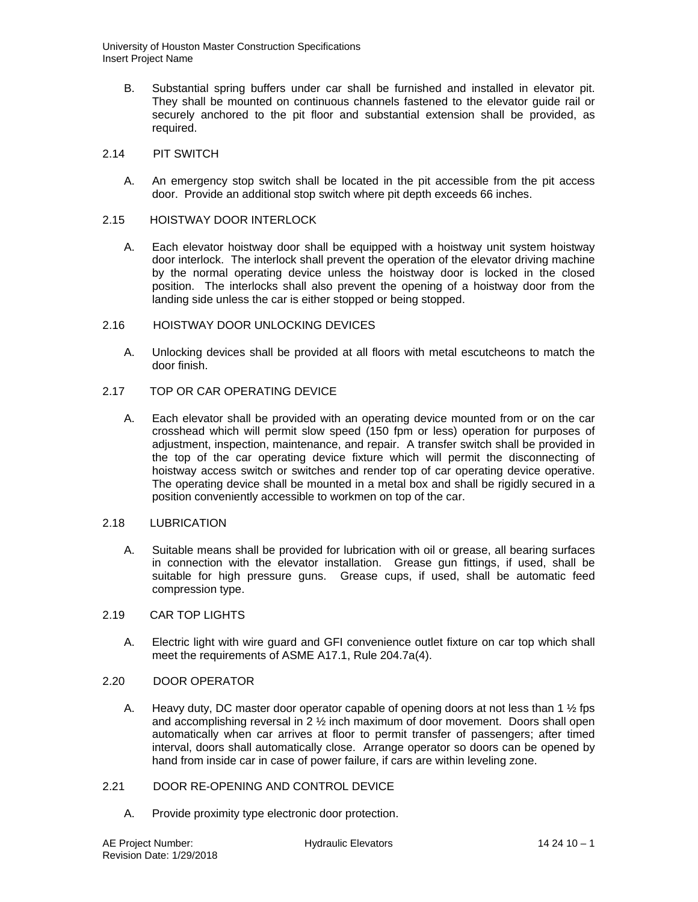B. Substantial spring buffers under car shall be furnished and installed in elevator pit. They shall be mounted on continuous channels fastened to the elevator guide rail or securely anchored to the pit floor and substantial extension shall be provided, as required.

## 2.14 PIT SWITCH

A. An emergency stop switch shall be located in the pit accessible from the pit access door. Provide an additional stop switch where pit depth exceeds 66 inches.

## 2.15 HOISTWAY DOOR INTERLOCK

A. Each elevator hoistway door shall be equipped with a hoistway unit system hoistway door interlock. The interlock shall prevent the operation of the elevator driving machine by the normal operating device unless the hoistway door is locked in the closed position. The interlocks shall also prevent the opening of a hoistway door from the landing side unless the car is either stopped or being stopped.

## 2.16 HOISTWAY DOOR UNLOCKING DEVICES

A. Unlocking devices shall be provided at all floors with metal escutcheons to match the door finish.

## 2.17 TOP OR CAR OPERATING DEVICE

A. Each elevator shall be provided with an operating device mounted from or on the car crosshead which will permit slow speed (150 fpm or less) operation for purposes of adjustment, inspection, maintenance, and repair. A transfer switch shall be provided in the top of the car operating device fixture which will permit the disconnecting of hoistway access switch or switches and render top of car operating device operative. The operating device shall be mounted in a metal box and shall be rigidly secured in a position conveniently accessible to workmen on top of the car.

## 2.18 LUBRICATION

A. Suitable means shall be provided for lubrication with oil or grease, all bearing surfaces in connection with the elevator installation. Grease gun fittings, if used, shall be suitable for high pressure guns. Grease cups, if used, shall be automatic feed compression type.

## 2.19 CAR TOP LIGHTS

A. Electric light with wire guard and GFI convenience outlet fixture on car top which shall meet the requirements of ASME A17.1, Rule 204.7a(4).

## 2.20 DOOR OPERATOR

A. Heavy duty, DC master door operator capable of opening doors at not less than 1 ½ fps and accomplishing reversal in 2 ½ inch maximum of door movement. Doors shall open automatically when car arrives at floor to permit transfer of passengers; after timed interval, doors shall automatically close. Arrange operator so doors can be opened by hand from inside car in case of power failure, if cars are within leveling zone.

## 2.21 DOOR RE-OPENING AND CONTROL DEVICE

A. Provide proximity type electronic door protection.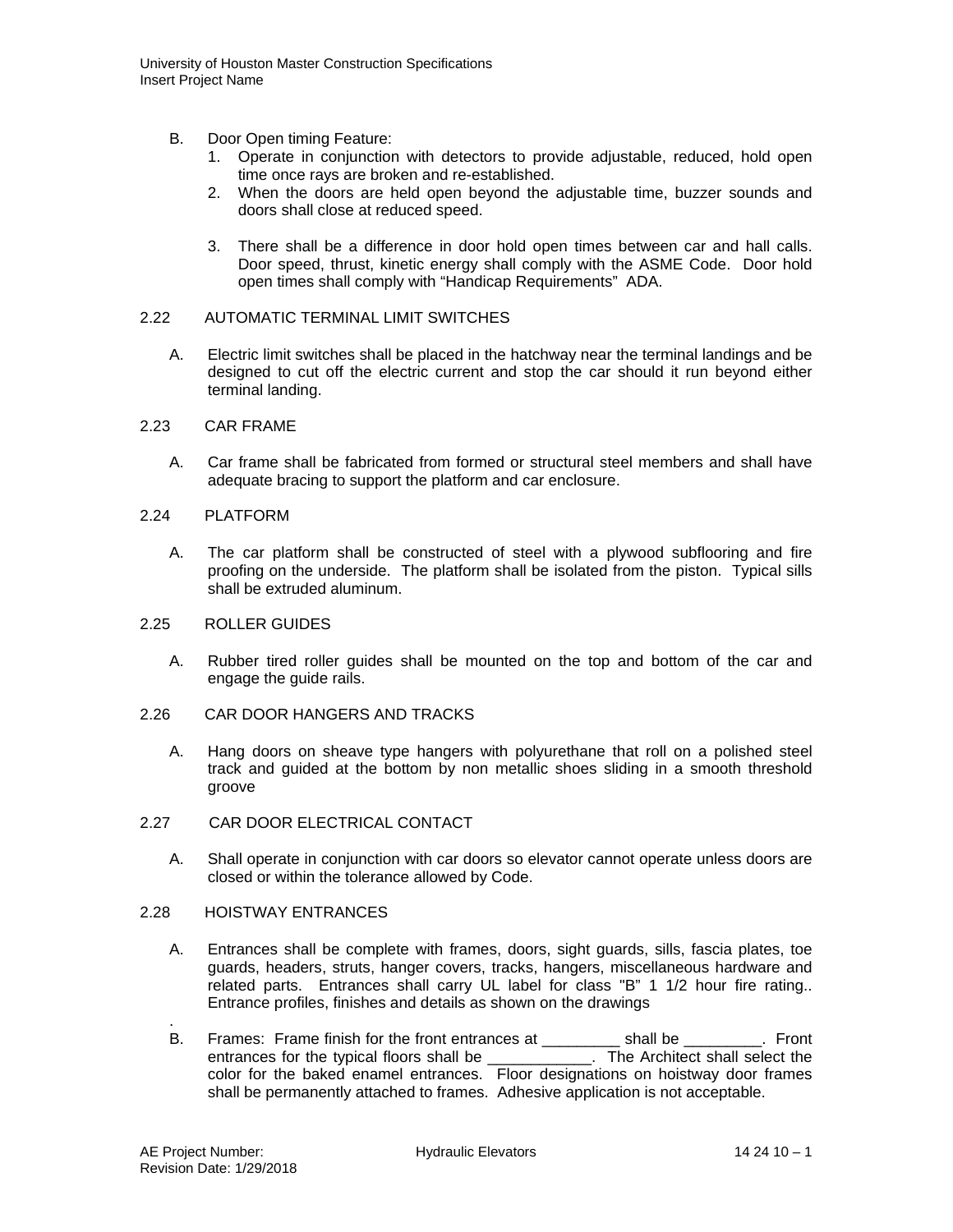B. Door Open timing Feature:

1. Operate in conjunction with detectors to provide adjustable, reduced, hold open time once rays are broken and re-established.
2. When the doors are held open beyond the adjustable time, buzzer sounds and doors shall close at reduced speed.
3. There shall be a difference in door hold open times between car and hall calls. Door speed, thrust, kinetic energy shall comply with the ASME Code. Door hold open times shall comply with "Handicap Requirements" ADA.

## 2.22 AUTOMATIC TERMINAL LIMIT SWITCHES

A. Electric limit switches shall be placed in the hatchway near the terminal landings and be designed to cut off the electric current and stop the car should it run beyond either terminal landing.

## 2.23 CAR FRAME

A. Car frame shall be fabricated from formed or structural steel members and shall have adequate bracing to support the platform and car enclosure.

## 2.24 PLATFORM

A. The car platform shall be constructed of steel with a plywood subflooring and fire proofing on the underside. The platform shall be isolated from the piston. Typical sills shall be extruded aluminum.

## 2.25 ROLLER GUIDES

A. Rubber tired roller guides shall be mounted on the top and bottom of the car and engage the guide rails.

## 2.26 CAR DOOR HANGERS AND TRACKS

A. Hang doors on sheave type hangers with polyurethane that roll on a polished steel track and guided at the bottom by non metallic shoes sliding in a smooth threshold groove

## 2.27 CAR DOOR ELECTRICAL CONTACT

A. Shall operate in conjunction with car doors so elevator cannot operate unless doors are closed or within the tolerance allowed by Code.

## 2.28 HOISTWAY ENTRANCES

A. Entrances shall be complete with frames, doors, sight guards, sills, fascia plates, toe guards, headers, struts, hanger covers, tracks, hangers, miscellaneous hardware and related parts. Entrances shall carry UL label for class "B" 1 1/2 hour fire rating.. Entrance profiles, finishes and details as shown on the drawings

.

B. Frames: Frame finish for the front entrances at _________ shall be _________. Front entrances for the typical floors shall be ____________. The Architect shall select the color for the baked enamel entrances. Floor designations on hoistway door frames shall be permanently attached to frames. Adhesive application is not acceptable.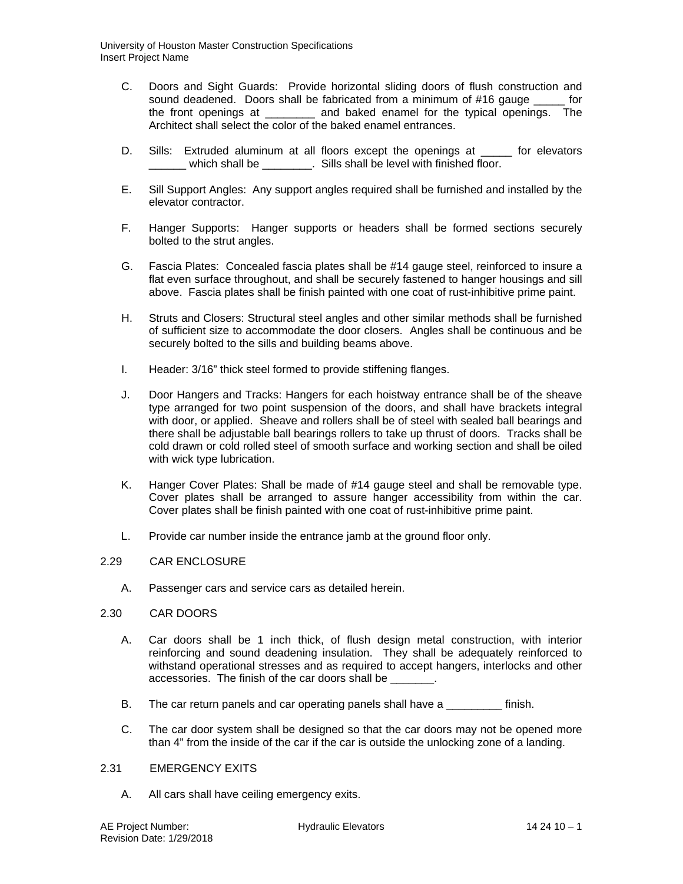C. Doors and Sight Guards: Provide horizontal sliding doors of flush construction and sound deadened. Doors shall be fabricated from a minimum of #16 gauge _____ for the front openings at ________ and baked enamel for the typical openings. The Architect shall select the color of the baked enamel entrances.

D. Sills: Extruded aluminum at all floors except the openings at _____ for elevators ______ which shall be ________. Sills shall be level with finished floor.

E. Sill Support Angles: Any support angles required shall be furnished and installed by the elevator contractor.

F. Hanger Supports: Hanger supports or headers shall be formed sections securely bolted to the strut angles.

G. Fascia Plates: Concealed fascia plates shall be #14 gauge steel, reinforced to insure a flat even surface throughout, and shall be securely fastened to hanger housings and sill above. Fascia plates shall be finish painted with one coat of rust-inhibitive prime paint.

H. Struts and Closers: Structural steel angles and other similar methods shall be furnished of sufficient size to accommodate the door closers. Angles shall be continuous and be securely bolted to the sills and building beams above.

I. Header: 3/16" thick steel formed to provide stiffening flanges.

J. Door Hangers and Tracks: Hangers for each hoistway entrance shall be of the sheave type arranged for two point suspension of the doors, and shall have brackets integral with door, or applied. Sheave and rollers shall be of steel with sealed ball bearings and there shall be adjustable ball bearings rollers to take up thrust of doors. Tracks shall be cold drawn or cold rolled steel of smooth surface and working section and shall be oiled with wick type lubrication.

K. Hanger Cover Plates: Shall be made of #14 gauge steel and shall be removable type. Cover plates shall be arranged to assure hanger accessibility from within the car. Cover plates shall be finish painted with one coat of rust-inhibitive prime paint.

L. Provide car number inside the entrance jamb at the ground floor only.

## 2.29 CAR ENCLOSURE

A. Passenger cars and service cars as detailed herein.

## 2.30 CAR DOORS

A. Car doors shall be 1 inch thick, of flush design metal construction, with interior reinforcing and sound deadening insulation. They shall be adequately reinforced to withstand operational stresses and as required to accept hangers, interlocks and other accessories. The finish of the car doors shall be _______.

B. The car return panels and car operating panels shall have a _________ finish.

C. The car door system shall be designed so that the car doors may not be opened more than 4" from the inside of the car if the car is outside the unlocking zone of a landing.

## 2.31 EMERGENCY EXITS

A. All cars shall have ceiling emergency exits.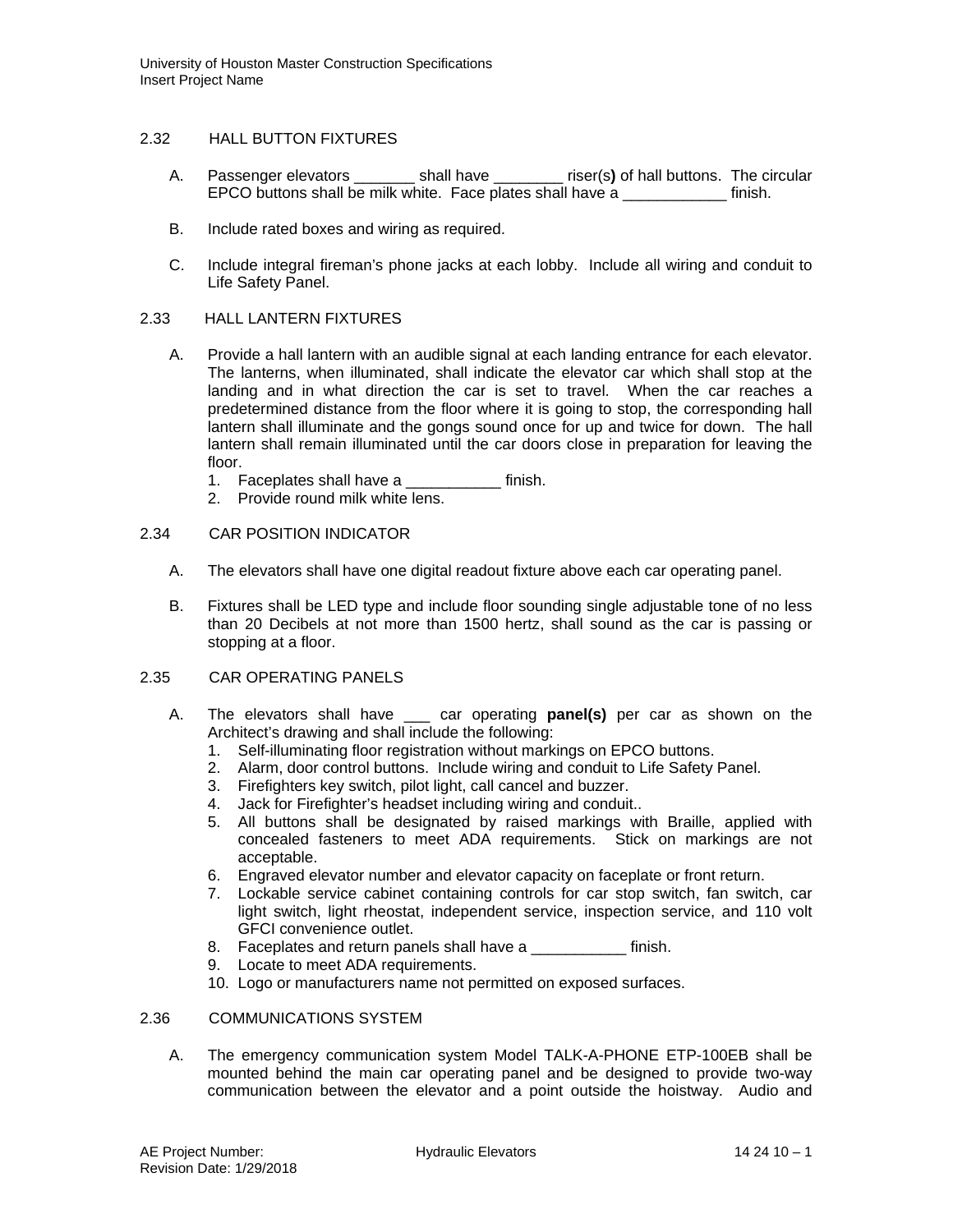## 2.32 HALL BUTTON FIXTURES

A. Passenger elevators _______ shall have ________ riser(s**)** of hall buttons. The circular EPCO buttons shall be milk white. Face plates shall have a ____________ finish.

B. Include rated boxes and wiring as required.

C. Include integral fireman's phone jacks at each lobby. Include all wiring and conduit to Life Safety Panel.

## 2.33 HALL LANTERN FIXTURES

A. Provide a hall lantern with an audible signal at each landing entrance for each elevator. The lanterns, when illuminated, shall indicate the elevator car which shall stop at the landing and in what direction the car is set to travel. When the car reaches a predetermined distance from the floor where it is going to stop, the corresponding hall lantern shall illuminate and the gongs sound once for up and twice for down. The hall lantern shall remain illuminated until the car doors close in preparation for leaving the floor.
   1. Faceplates shall have a ___________ finish.
   2. Provide round milk white lens.

## 2.34 CAR POSITION INDICATOR

A. The elevators shall have one digital readout fixture above each car operating panel.

B. Fixtures shall be LED type and include floor sounding single adjustable tone of no less than 20 Decibels at not more than 1500 hertz, shall sound as the car is passing or stopping at a floor.

## 2.35 CAR OPERATING PANELS

A. The elevators shall have ___ car operating **panel(s)** per car as shown on the Architect's drawing and shall include the following:
   1. Self-illuminating floor registration without markings on EPCO buttons.
   2. Alarm, door control buttons. Include wiring and conduit to Life Safety Panel.
   3. Firefighters key switch, pilot light, call cancel and buzzer.
   4. Jack for Firefighter's headset including wiring and conduit..
   5. All buttons shall be designated by raised markings with Braille, applied with concealed fasteners to meet ADA requirements. Stick on markings are not acceptable.
   6. Engraved elevator number and elevator capacity on faceplate or front return.
   7. Lockable service cabinet containing controls for car stop switch, fan switch, car light switch, light rheostat, independent service, inspection service, and 110 volt GFCI convenience outlet.
   8. Faceplates and return panels shall have a ___________ finish.
   9. Locate to meet ADA requirements.
   10. Logo or manufacturers name not permitted on exposed surfaces.

## 2.36 COMMUNICATIONS SYSTEM

A. The emergency communication system Model TALK-A-PHONE ETP-100EB shall be mounted behind the main car operating panel and be designed to provide two-way communication between the elevator and a point outside the hoistway. Audio and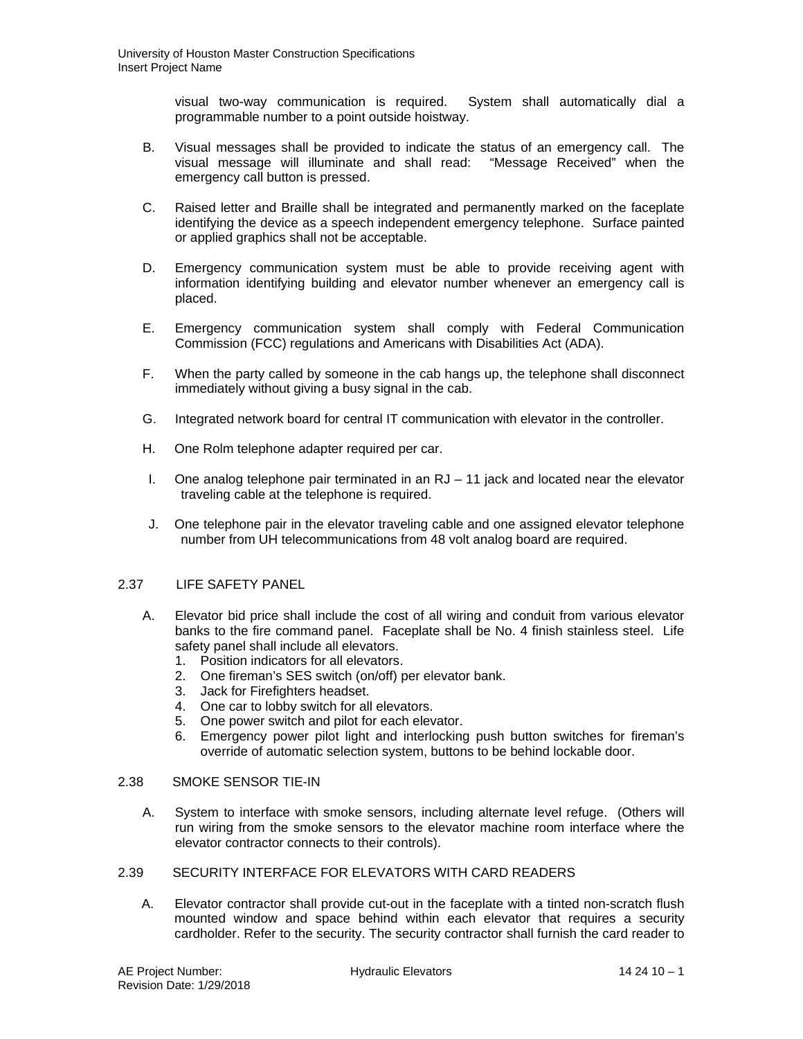visual two-way communication is required. System shall automatically dial a programmable number to a point outside hoistway.

B. Visual messages shall be provided to indicate the status of an emergency call. The visual message will illuminate and shall read: "Message Received" when the emergency call button is pressed.

C. Raised letter and Braille shall be integrated and permanently marked on the faceplate identifying the device as a speech independent emergency telephone. Surface painted or applied graphics shall not be acceptable.

D. Emergency communication system must be able to provide receiving agent with information identifying building and elevator number whenever an emergency call is placed.

E. Emergency communication system shall comply with Federal Communication Commission (FCC) regulations and Americans with Disabilities Act (ADA).

F. When the party called by someone in the cab hangs up, the telephone shall disconnect immediately without giving a busy signal in the cab.

G. Integrated network board for central IT communication with elevator in the controller.

H. One Rolm telephone adapter required per car.

I. One analog telephone pair terminated in an RJ – 11 jack and located near the elevator traveling cable at the telephone is required.

J. One telephone pair in the elevator traveling cable and one assigned elevator telephone number from UH telecommunications from 48 volt analog board are required.

## 2.37 LIFE SAFETY PANEL

A. Elevator bid price shall include the cost of all wiring and conduit from various elevator banks to the fire command panel. Faceplate shall be No. 4 finish stainless steel. Life safety panel shall include all elevators.
   1. Position indicators for all elevators.
   2. One fireman's SES switch (on/off) per elevator bank.
   3. Jack for Firefighters headset.
   4. One car to lobby switch for all elevators.
   5. One power switch and pilot for each elevator.
   6. Emergency power pilot light and interlocking push button switches for fireman's override of automatic selection system, buttons to be behind lockable door.

## 2.38 SMOKE SENSOR TIE-IN

A. System to interface with smoke sensors, including alternate level refuge. (Others will run wiring from the smoke sensors to the elevator machine room interface where the elevator contractor connects to their controls).

## 2.39 SECURITY INTERFACE FOR ELEVATORS WITH CARD READERS

A. Elevator contractor shall provide cut-out in the faceplate with a tinted non-scratch flush mounted window and space behind within each elevator that requires a security cardholder. Refer to the security. The security contractor shall furnish the card reader to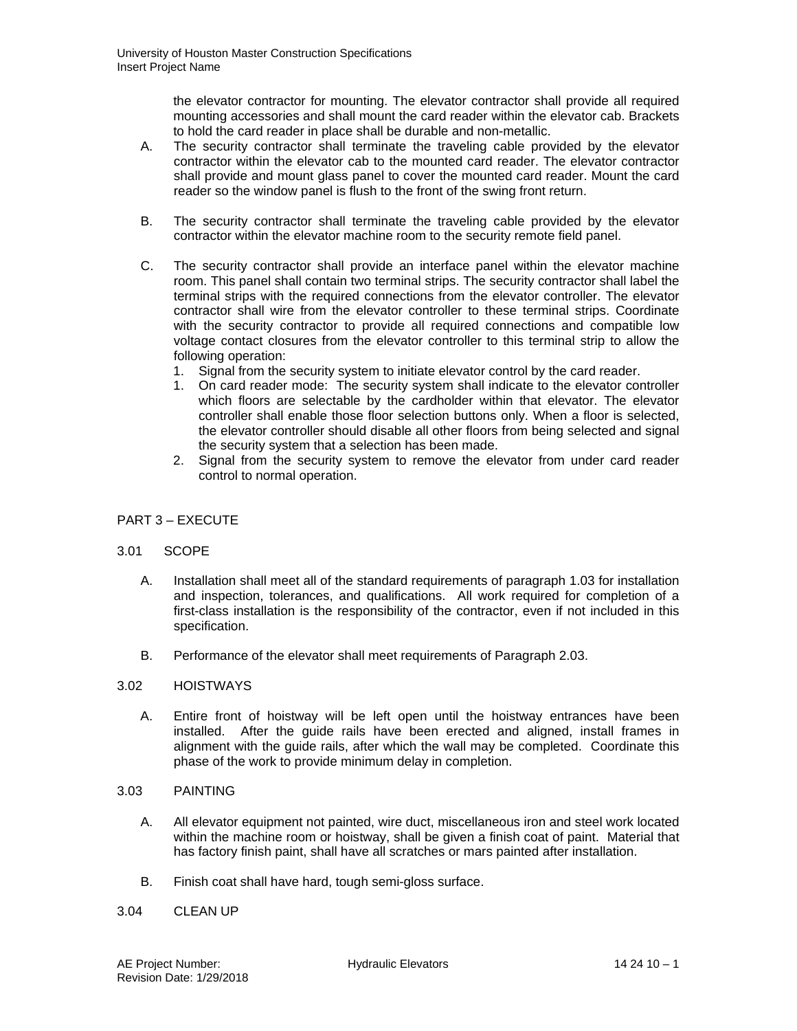the elevator contractor for mounting. The elevator contractor shall provide all required mounting accessories and shall mount the card reader within the elevator cab. Brackets to hold the card reader in place shall be durable and non-metallic.

A. The security contractor shall terminate the traveling cable provided by the elevator contractor within the elevator cab to the mounted card reader. The elevator contractor shall provide and mount glass panel to cover the mounted card reader. Mount the card reader so the window panel is flush to the front of the swing front return.

B. The security contractor shall terminate the traveling cable provided by the elevator contractor within the elevator machine room to the security remote field panel.

C. The security contractor shall provide an interface panel within the elevator machine room. This panel shall contain two terminal strips. The security contractor shall label the terminal strips with the required connections from the elevator controller. The elevator contractor shall wire from the elevator controller to these terminal strips. Coordinate with the security contractor to provide all required connections and compatible low voltage contact closures from the elevator controller to this terminal strip to allow the following operation:
   1. Signal from the security system to initiate elevator control by the card reader.
   1. On card reader mode: The security system shall indicate to the elevator controller which floors are selectable by the cardholder within that elevator. The elevator controller shall enable those floor selection buttons only. When a floor is selected, the elevator controller should disable all other floors from being selected and signal the security system that a selection has been made.
   2. Signal from the security system to remove the elevator from under card reader control to normal operation.

## PART 3 – EXECUTE

### 3.01 SCOPE

A. Installation shall meet all of the standard requirements of paragraph 1.03 for installation and inspection, tolerances, and qualifications. All work required for completion of a first-class installation is the responsibility of the contractor, even if not included in this specification.

B. Performance of the elevator shall meet requirements of Paragraph 2.03.

### 3.02 HOISTWAYS

A. Entire front of hoistway will be left open until the hoistway entrances have been installed. After the guide rails have been erected and aligned, install frames in alignment with the guide rails, after which the wall may be completed. Coordinate this phase of the work to provide minimum delay in completion.

### 3.03 PAINTING

A. All elevator equipment not painted, wire duct, miscellaneous iron and steel work located within the machine room or hoistway, shall be given a finish coat of paint. Material that has factory finish paint, shall have all scratches or mars painted after installation.

B. Finish coat shall have hard, tough semi-gloss surface.

### 3.04 CLEAN UP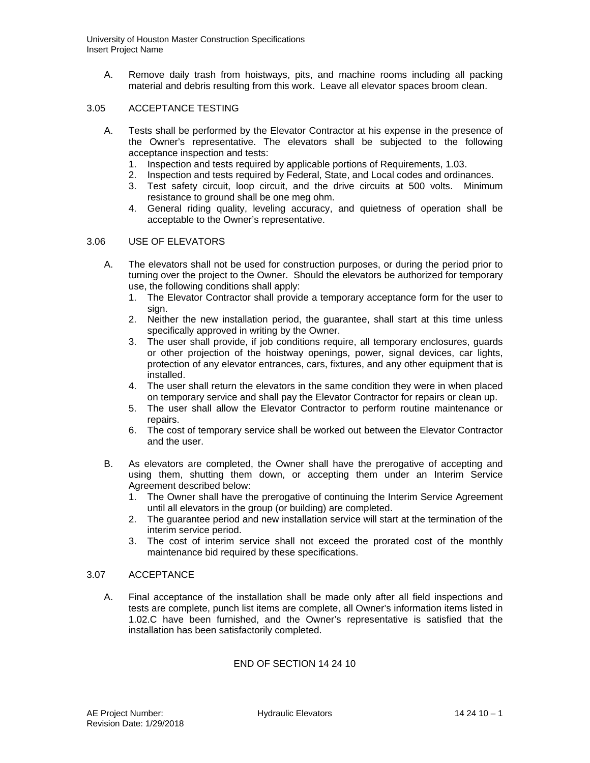A. Remove daily trash from hoistways, pits, and machine rooms including all packing material and debris resulting from this work. Leave all elevator spaces broom clean.

## 3.05 ACCEPTANCE TESTING

A. Tests shall be performed by the Elevator Contractor at his expense in the presence of the Owner's representative. The elevators shall be subjected to the following acceptance inspection and tests:
   1. Inspection and tests required by applicable portions of Requirements, 1.03.
   2. Inspection and tests required by Federal, State, and Local codes and ordinances.
   3. Test safety circuit, loop circuit, and the drive circuits at 500 volts. Minimum resistance to ground shall be one meg ohm.
   4. General riding quality, leveling accuracy, and quietness of operation shall be acceptable to the Owner's representative.

## 3.06 USE OF ELEVATORS

A. The elevators shall not be used for construction purposes, or during the period prior to turning over the project to the Owner. Should the elevators be authorized for temporary use, the following conditions shall apply:
   1. The Elevator Contractor shall provide a temporary acceptance form for the user to sign.
   2. Neither the new installation period, the guarantee, shall start at this time unless specifically approved in writing by the Owner.
   3. The user shall provide, if job conditions require, all temporary enclosures, guards or other projection of the hoistway openings, power, signal devices, car lights, protection of any elevator entrances, cars, fixtures, and any other equipment that is installed.
   4. The user shall return the elevators in the same condition they were in when placed on temporary service and shall pay the Elevator Contractor for repairs or clean up.
   5. The user shall allow the Elevator Contractor to perform routine maintenance or repairs.
   6. The cost of temporary service shall be worked out between the Elevator Contractor and the user.

B. As elevators are completed, the Owner shall have the prerogative of accepting and using them, shutting them down, or accepting them under an Interim Service Agreement described below:
   1. The Owner shall have the prerogative of continuing the Interim Service Agreement until all elevators in the group (or building) are completed.
   2. The guarantee period and new installation service will start at the termination of the interim service period.
   3. The cost of interim service shall not exceed the prorated cost of the monthly maintenance bid required by these specifications.

## 3.07 ACCEPTANCE

A. Final acceptance of the installation shall be made only after all field inspections and tests are complete, punch list items are complete, all Owner's information items listed in 1.02.C have been furnished, and the Owner's representative is satisfied that the installation has been satisfactorily completed.

END OF SECTION 14 24 10